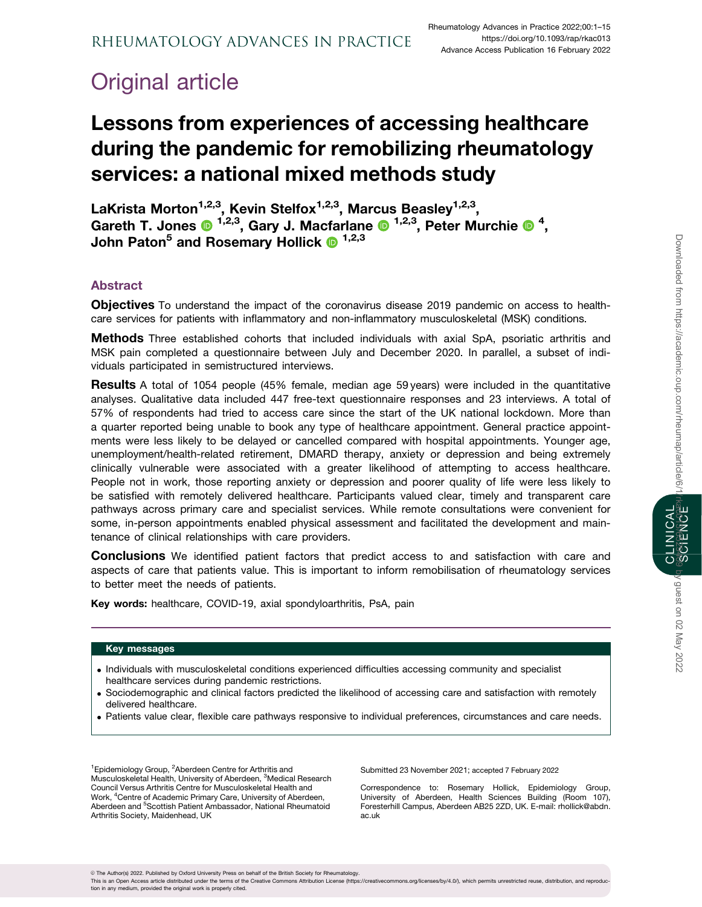# Original article

# Lessons from experiences of accessing healthcare during the pandemic for remobilizing rheumatology services: a national mixed methods study

**LaKrista Morton[1,2,3], Kevin Stelfox[1,2,3], Marcus Beasley[1,2,3], Gareth T. Jones[1,2,3], Gary J. Macfarlane[1,2,3], Peter Murchie[4], John Paton[5] and Rosemary Hollick[1,2,3]**

## Abstract

**Objectives** To understand the impact of the coronavirus disease 2019 pandemic on access to healthcare services for patients with inflammatory and non-inflammatory musculoskeletal (MSK) conditions.

**Methods** Three established cohorts that included individuals with axial SpA, psoriatic arthritis and MSK pain completed a questionnaire between July and December 2020. In parallel, a subset of individuals participated in semistructured interviews.

**Results** A total of 1054 people (45% female, median age 59 years) were included in the quantitative analyses. Qualitative data included 447 free-text questionnaire responses and 23 interviews. A total of 57% of respondents had tried to access care since the start of the UK national lockdown. More than a quarter reported being unable to book any type of healthcare appointment. General practice appointments were less likely to be delayed or cancelled compared with hospital appointments. Younger age, unemployment/health-related retirement, DMARD therapy, anxiety or depression and being extremely clinically vulnerable were associated with a greater likelihood of attempting to access healthcare. People not in work, those reporting anxiety or depression and poorer quality of life were less likely to be satisfied with remotely delivered healthcare. Participants valued clear, timely and transparent care pathways across primary care and specialist services. While remote consultations were convenient for some, in-person appointments enabled physical assessment and facilitated the development and maintenance of clinical relationships with care providers.

**Conclusions** We identified patient factors that predict access to and satisfaction with care and aspects of care that patients value. This is important to inform remobilisation of rheumatology services to better meet the needs of patients.

**Key words:** healthcare, COVID-19, axial spondyloarthritis, PsA, pain

### Key messages

- Individuals with musculoskeletal conditions experienced difficulties accessing community and specialist healthcare services during pandemic restrictions.
- Sociodemographic and clinical factors predicted the likelihood of accessing care and satisfaction with remotely delivered healthcare.
- Patients value clear, flexible care pathways responsive to individual preferences, circumstances and care needs.

[1]Epidemiology Group, [2]Aberdeen Centre for Arthritis and Musculoskeletal Health, University of Aberdeen, [3]Medical Research Council Versus Arthritis Centre for Musculoskeletal Health and Work, [4]Centre of Academic Primary Care, University of Aberdeen, Aberdeen and [5]Scottish Patient Ambassador, National Rheumatoid Arthritis Society, Maidenhead, UK

Submitted 23 November 2021; accepted 7 February 2022

Correspondence to: Rosemary Hollick, Epidemiology Group, University of Aberdeen, Health Sciences Building (Room 107), Foresterhill Campus, Aberdeen AB25 2ZD, UK. E-mail: rhollick@abdn.ac.uk

© The Author(s) 2022. Published by Oxford University Press on behalf of the British Society for Rheumatology.
This is an Open Access article distributed under the terms of the Creative Commons Attribution License (https://creativecommons.org/licenses/by/4.0/), which permits unrestricted reuse, distribution, and reproduction in any medium, provided the original work is properly cited.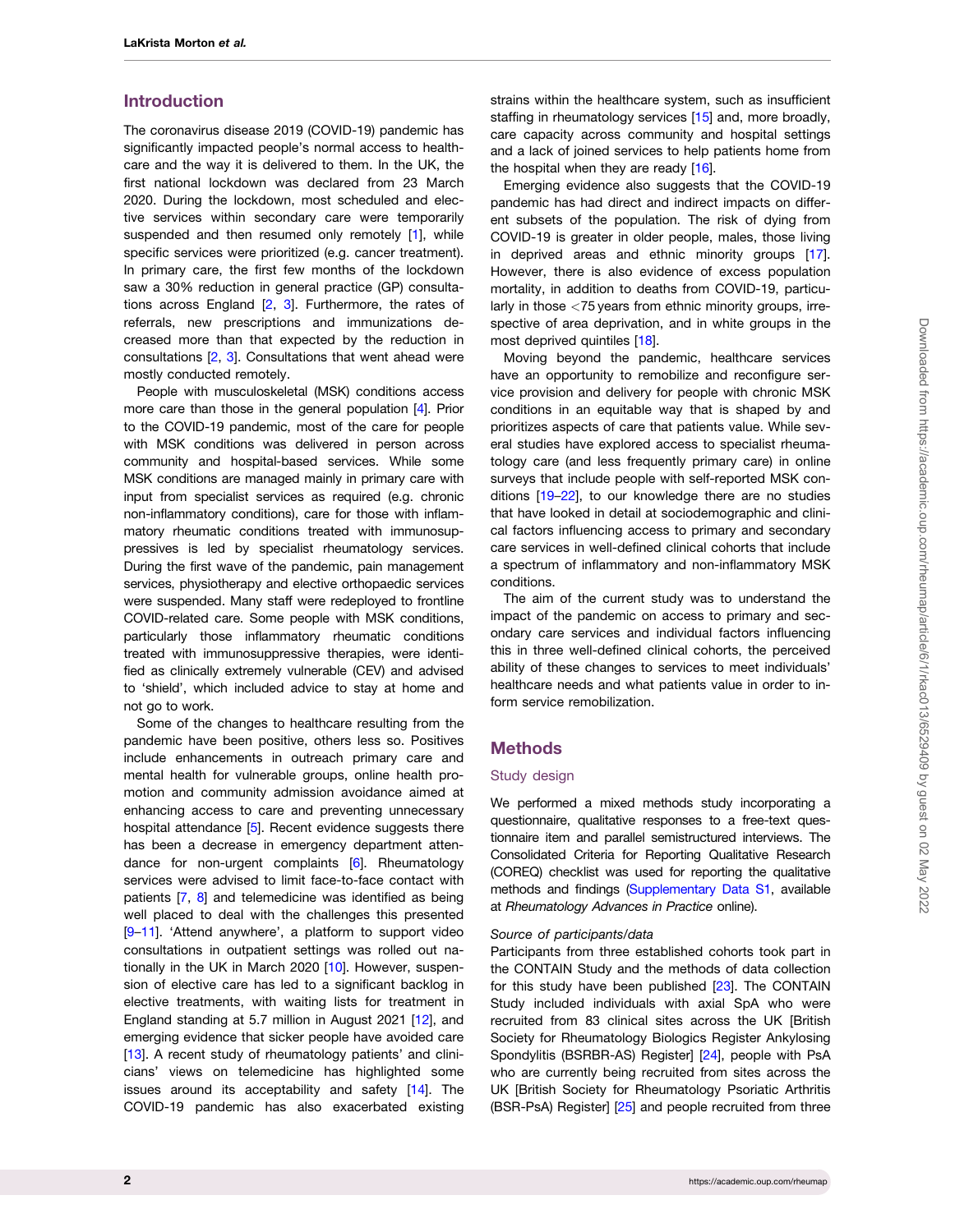## Introduction

The coronavirus disease 2019 (COVID-19) pandemic has significantly impacted people's normal access to healthcare and the way it is delivered to them. In the UK, the first national lockdown was declared from 23 March 2020. During the lockdown, most scheduled and elective services within secondary care were temporarily suspended and then resumed only remotely [1], while specific services were prioritized (e.g. cancer treatment). In primary care, the first few months of the lockdown saw a 30% reduction in general practice (GP) consultations across England [2, 3]. Furthermore, the rates of referrals, new prescriptions and immunizations decreased more than that expected by the reduction in consultations [2, 3]. Consultations that went ahead were mostly conducted remotely.

People with musculoskeletal (MSK) conditions access more care than those in the general population [4]. Prior to the COVID-19 pandemic, most of the care for people with MSK conditions was delivered in person across community and hospital-based services. While some MSK conditions are managed mainly in primary care with input from specialist services as required (e.g. chronic non-inflammatory conditions), care for those with inflammatory rheumatic conditions treated with immunosuppressives is led by specialist rheumatology services. During the first wave of the pandemic, pain management services, physiotherapy and elective orthopaedic services were suspended. Many staff were redeployed to frontline COVID-related care. Some people with MSK conditions, particularly those inflammatory rheumatic conditions treated with immunosuppressive therapies, were identified as clinically extremely vulnerable (CEV) and advised to 'shield', which included advice to stay at home and not go to work.

Some of the changes to healthcare resulting from the pandemic have been positive, others less so. Positives include enhancements in outreach primary care and mental health for vulnerable groups, online health promotion and community admission avoidance aimed at enhancing access to care and preventing unnecessary hospital attendance [5]. Recent evidence suggests there has been a decrease in emergency department attendance for non-urgent complaints [6]. Rheumatology services were advised to limit face-to-face contact with patients [7, 8] and telemedicine was identified as being well placed to deal with the challenges this presented [9–11]. 'Attend anywhere', a platform to support video consultations in outpatient settings was rolled out nationally in the UK in March 2020 [10]. However, suspension of elective care has led to a significant backlog in elective treatments, with waiting lists for treatment in England standing at 5.7 million in August 2021 [12], and emerging evidence that sicker people have avoided care [13]. A recent study of rheumatology patients' and clinicians' views on telemedicine has highlighted some issues around its acceptability and safety [14]. The COVID-19 pandemic has also exacerbated existing strains within the healthcare system, such as insufficient staffing in rheumatology services [15] and, more broadly, care capacity across community and hospital settings and a lack of joined services to help patients home from the hospital when they are ready [16].

Emerging evidence also suggests that the COVID-19 pandemic has had direct and indirect impacts on different subsets of the population. The risk of dying from COVID-19 is greater in older people, males, those living in deprived areas and ethnic minority groups [17]. However, there is also evidence of excess population mortality, in addition to deaths from COVID-19, particularly in those <75 years from ethnic minority groups, irrespective of area deprivation, and in white groups in the most deprived quintiles [18].

Moving beyond the pandemic, healthcare services have an opportunity to remobilize and reconfigure service provision and delivery for people with chronic MSK conditions in an equitable way that is shaped by and prioritizes aspects of care that patients value. While several studies have explored access to specialist rheumatology care (and less frequently primary care) in online surveys that include people with self-reported MSK conditions [19–22], to our knowledge there are no studies that have looked in detail at sociodemographic and clinical factors influencing access to primary and secondary care services in well-defined clinical cohorts that include a spectrum of inflammatory and non-inflammatory MSK conditions.

The aim of the current study was to understand the impact of the pandemic on access to primary and secondary care services and individual factors influencing this in three well-defined clinical cohorts, the perceived ability of these changes to services to meet individuals' healthcare needs and what patients value in order to inform service remobilization.

## Methods

### Study design

We performed a mixed methods study incorporating a questionnaire, qualitative responses to a free-text questionnaire item and parallel semistructured interviews. The Consolidated Criteria for Reporting Qualitative Research (COREQ) checklist was used for reporting the qualitative methods and findings (Supplementary Data S1, available at *Rheumatology Advances in Practice* online).

#### *Source of participants/data*

Participants from three established cohorts took part in the CONTAIN Study and the methods of data collection for this study have been published [23]. The CONTAIN Study included individuals with axial SpA who were recruited from 83 clinical sites across the UK [British Society for Rheumatology Biologics Register Ankylosing Spondylitis (BSRBR-AS) Register] [24], people with PsA who are currently being recruited from sites across the UK [British Society for Rheumatology Psoriatic Arthritis (BSR-PsA) Register] [25] and people recruited from three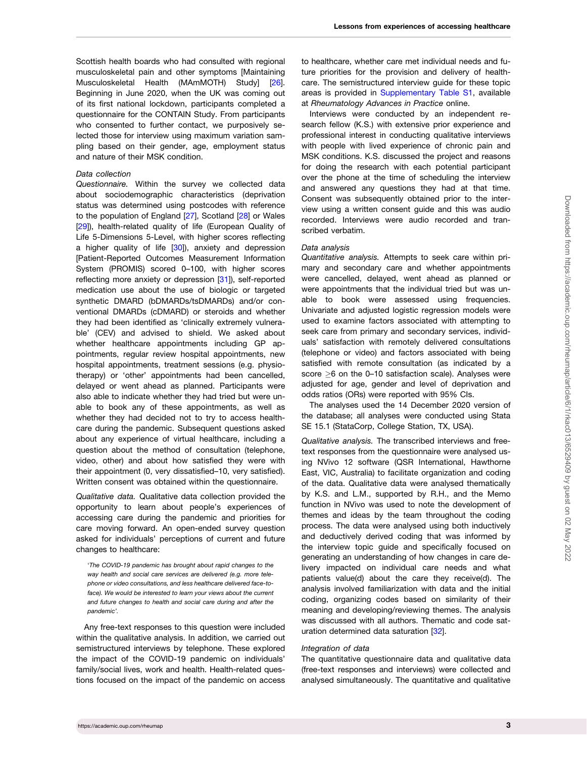Scottish health boards who had consulted with regional musculoskeletal pain and other symptoms [Maintaining Musculoskeletal Health (MAmMOTH) Study] [26]. Beginning in June 2020, when the UK was coming out of its first national lockdown, participants completed a questionnaire for the CONTAIN Study. From participants who consented to further contact, we purposively selected those for interview using maximum variation sampling based on their gender, age, employment status and nature of their MSK condition.

### Data collection

*Questionnaire.* Within the survey we collected data about sociodemographic characteristics (deprivation status was determined using postcodes with reference to the population of England [27], Scotland [28] or Wales [29]), health-related quality of life (European Quality of Life 5-Dimensions 5-Level, with higher scores reflecting a higher quality of life [30]), anxiety and depression [Patient-Reported Outcomes Measurement Information System (PROMIS) scored 0–100, with higher scores reflecting more anxiety or depression [31]), self-reported medication use about the use of biologic or targeted synthetic DMARD (bDMARDs/tsDMARDs) and/or conventional DMARDs (cDMARD) or steroids and whether they had been identified as 'clinically extremely vulnerable' (CEV) and advised to shield. We asked about whether healthcare appointments including GP appointments, regular review hospital appointments, new hospital appointments, treatment sessions (e.g. physiotherapy) or 'other' appointments had been cancelled, delayed or went ahead as planned. Participants were also able to indicate whether they had tried but were unable to book any of these appointments, as well as whether they had decided not to try to access healthcare during the pandemic. Subsequent questions asked about any experience of virtual healthcare, including a question about the method of consultation (telephone, video, other) and about how satisfied they were with their appointment (0, very dissatisfied–10, very satisfied). Written consent was obtained within the questionnaire.

*Qualitative data.* Qualitative data collection provided the opportunity to learn about people's experiences of accessing care during the pandemic and priorities for care moving forward. An open-ended survey question asked for individuals' perceptions of current and future changes to healthcare:

> '*The COVID-19 pandemic has brought about rapid changes to the way health and social care services are delivered (e.g. more telephone or video consultations, and less healthcare delivered face-to-face). We would be interested to learn your views about the current and future changes to health and social care during and after the pandemic*'.

Any free-text responses to this question were included within the qualitative analysis. In addition, we carried out semistructured interviews by telephone. These explored the impact of the COVID-19 pandemic on individuals' family/social lives, work and health. Health-related questions focused on the impact of the pandemic on access to healthcare, whether care met individual needs and future priorities for the provision and delivery of healthcare. The semistructured interview guide for these topic areas is provided in Supplementary Table S1, available at *Rheumatology Advances in Practice* online.

Interviews were conducted by an independent research fellow (K.S.) with extensive prior experience and professional interest in conducting qualitative interviews with people with lived experience of chronic pain and MSK conditions. K.S. discussed the project and reasons for doing the research with each potential participant over the phone at the time of scheduling the interview and answered any questions they had at that time. Consent was subsequently obtained prior to the interview using a written consent guide and this was audio recorded. Interviews were audio recorded and transcribed verbatim.

### Data analysis

*Quantitative analysis.* Attempts to seek care within primary and secondary care and whether appointments were cancelled, delayed, went ahead as planned or were appointments that the individual tried but was unable to book were assessed using frequencies. Univariate and adjusted logistic regression models were used to examine factors associated with attempting to seek care from primary and secondary services, individuals' satisfaction with remotely delivered consultations (telephone or video) and factors associated with being satisfied with remote consultation (as indicated by a score $\geq 6$ on the 0–10 satisfaction scale). Analyses were adjusted for age, gender and level of deprivation and odds ratios (ORs) were reported with 95% CIs.

The analyses used the 14 December 2020 version of the database; all analyses were conducted using Stata SE 15.1 (StataCorp, College Station, TX, USA).

*Qualitative analysis.* The transcribed interviews and free-text responses from the questionnaire were analysed using NVivo 12 software (QSR International, Hawthorne East, VIC, Australia) to facilitate organization and coding of the data. Qualitative data were analysed thematically by K.S. and L.M., supported by R.H., and the Memo function in NVivo was used to note the development of themes and ideas by the team throughout the coding process. The data were analysed using both inductively and deductively derived coding that was informed by the interview topic guide and specifically focused on generating an understanding of how changes in care delivery impacted on individual care needs and what patients value(d) about the care they receive(d). The analysis involved familiarization with data and the initial coding, organizing codes based on similarity of their meaning and developing/reviewing themes. The analysis was discussed with all authors. Thematic and code saturation determined data saturation [32].

### Integration of data

The quantitative questionnaire data and qualitative data (free-text responses and interviews) were collected and analysed simultaneously. The quantitative and qualitative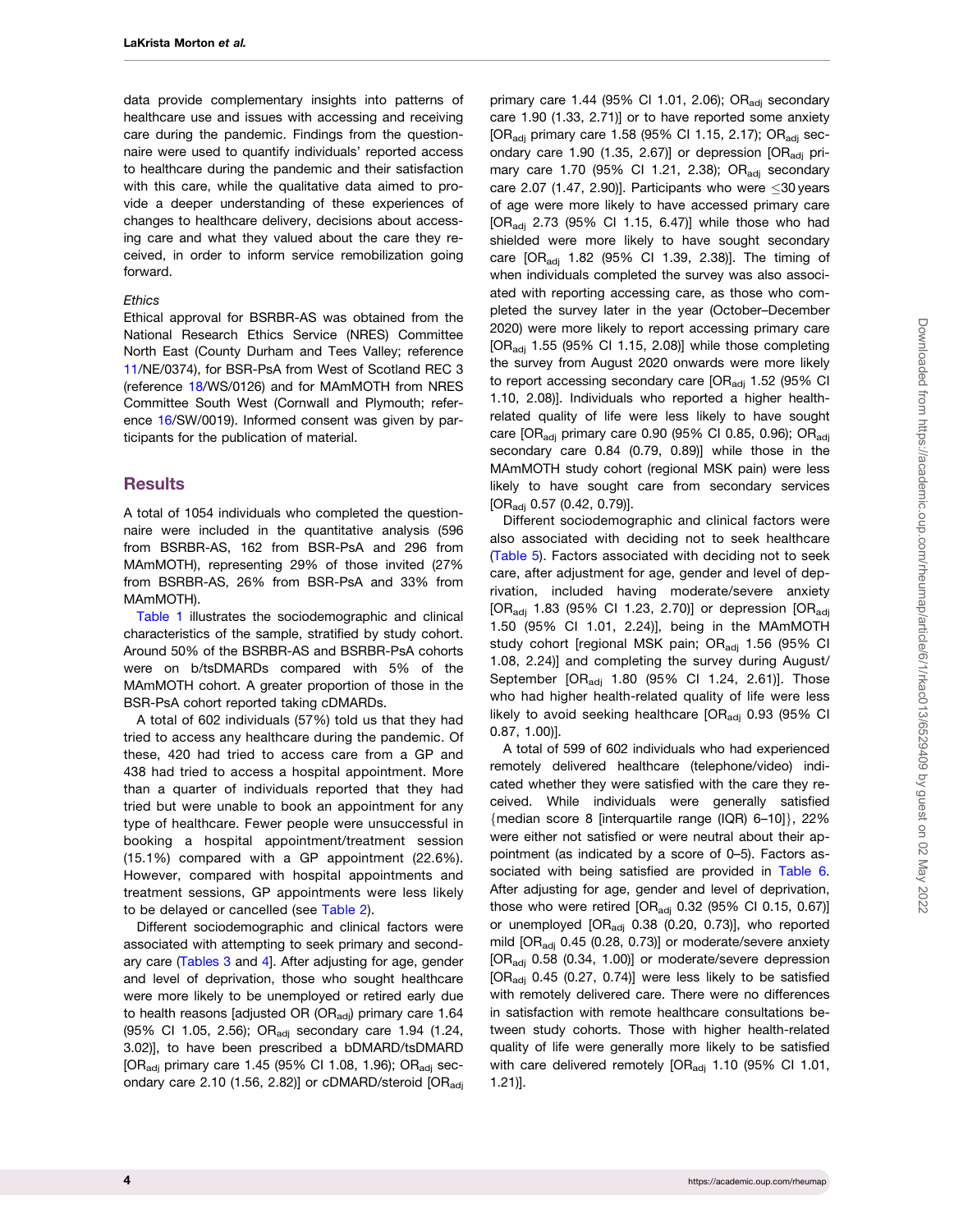data provide complementary insights into patterns of healthcare use and issues with accessing and receiving care during the pandemic. Findings from the questionnaire were used to quantify individuals' reported access to healthcare during the pandemic and their satisfaction with this care, while the qualitative data aimed to provide a deeper understanding of these experiences of changes to healthcare delivery, decisions about accessing care and what they valued about the care they received, in order to inform service remobilization going forward.

### Ethics

Ethical approval for BSRBR-AS was obtained from the National Research Ethics Service (NRES) Committee North East (County Durham and Tees Valley; reference 11/NE/0374), for BSR-PsA from West of Scotland REC 3 (reference 18/WS/0126) and for MAmMOTH from NRES Committee South West (Cornwall and Plymouth; reference 16/SW/0019). Informed consent was given by participants for the publication of material.

## Results

A total of 1054 individuals who completed the questionnaire were included in the quantitative analysis (596 from BSRBR-AS, 162 from BSR-PsA and 296 from MAmMOTH), representing 29% of those invited (27% from BSRBR-AS, 26% from BSR-PsA and 33% from MAmMOTH).

Table 1 illustrates the sociodemographic and clinical characteristics of the sample, stratified by study cohort. Around 50% of the BSRBR-AS and BSRBR-PsA cohorts were on b/tsDMARDs compared with 5% of the MAmMOTH cohort. A greater proportion of those in the BSR-PsA cohort reported taking cDMARDs.

A total of 602 individuals (57%) told us that they had tried to access any healthcare during the pandemic. Of these, 420 had tried to access care from a GP and 438 had tried to access a hospital appointment. More than a quarter of individuals reported that they had tried but were unable to book an appointment for any type of healthcare. Fewer people were unsuccessful in booking a hospital appointment/treatment session (15.1%) compared with a GP appointment (22.6%). However, compared with hospital appointments and treatment sessions, GP appointments were less likely to be delayed or cancelled (see Table 2).

Different sociodemographic and clinical factors were associated with attempting to seek primary and secondary care (Tables 3 and 4). After adjusting for age, gender and level of deprivation, those who sought healthcare were more likely to be unemployed or retired early due to health reasons [adjusted OR ($OR_{adj}$) primary care 1.64 (95% CI 1.05, 2.56); $OR_{adj}$ secondary care 1.94 (1.24, 3.02)], to have been prescribed a bDMARD/tsDMARD [$OR_{adj}$ primary care 1.45 (95% CI 1.08, 1.96); $OR_{adj}$ secondary care 2.10 (1.56, 2.82)] or cDMARD/steroid [$OR_{adj}$ primary care 1.44 (95% CI 1.01, 2.06); $OR_{adj}$ secondary care 1.90 (1.33, 2.71)] or to have reported some anxiety [$OR_{adj}$ primary care 1.58 (95% CI 1.15, 2.17); $OR_{adj}$ secondary care 1.90 (1.35, 2.67)] or depression [$OR_{adj}$ primary care 1.70 (95% CI 1.21, 2.38); $OR_{adj}$ secondary care 2.07 (1.47, 2.90)]. Participants who were $\leq$30 years of age were more likely to have accessed primary care [$OR_{adj}$ 2.73 (95% CI 1.15, 6.47)] while those who had shielded were more likely to have sought secondary care [$OR_{adj}$ 1.82 (95% CI 1.39, 2.38)]. The timing of when individuals completed the survey was also associated with reporting accessing care, as those who completed the survey later in the year (October–December 2020) were more likely to report accessing primary care [$OR_{adj}$ 1.55 (95% CI 1.15, 2.08)] while those completing the survey from August 2020 onwards were more likely to report accessing secondary care [$OR_{adj}$ 1.52 (95% CI 1.10, 2.08)]. Individuals who reported a higher health-related quality of life were less likely to have sought care [$OR_{adj}$ primary care 0.90 (95% CI 0.85, 0.96); $OR_{adj}$ secondary care 0.84 (0.79, 0.89)] while those in the MAmMOTH study cohort (regional MSK pain) were less likely to have sought care from secondary services [$OR_{adj}$ 0.57 (0.42, 0.79)].

Different sociodemographic and clinical factors were also associated with deciding not to seek healthcare (Table 5). Factors associated with deciding not to seek care, after adjustment for age, gender and level of deprivation, included having moderate/severe anxiety [$OR_{adj}$ 1.83 (95% CI 1.23, 2.70)] or depression [$OR_{adj}$ 1.50 (95% CI 1.01, 2.24)], being in the MAmMOTH study cohort [regional MSK pain; $OR_{adj}$ 1.56 (95% CI 1.08, 2.24)] and completing the survey during August/September [$OR_{adj}$ 1.80 (95% CI 1.24, 2.61)]. Those who had higher health-related quality of life were less likely to avoid seeking healthcare [$OR_{adj}$ 0.93 (95% CI 0.87, 1.00)].

A total of 599 of 602 individuals who had experienced remotely delivered healthcare (telephone/video) indicated whether they were satisfied with the care they received. While individuals were generally satisfied {median score 8 [interquartile range (IQR) 6–10]}, 22% were either not satisfied or were neutral about their appointment (as indicated by a score of 0–5). Factors associated with being satisfied are provided in Table 6. After adjusting for age, gender and level of deprivation, those who were retired [$OR_{adj}$ 0.32 (95% CI 0.15, 0.67)] or unemployed [$OR_{adj}$ 0.38 (0.20, 0.73)], who reported mild [$OR_{adj}$ 0.45 (0.28, 0.73)] or moderate/severe anxiety [$OR_{adj}$ 0.58 (0.34, 1.00)] or moderate/severe depression [$OR_{adj}$ 0.45 (0.27, 0.74)] were less likely to be satisfied with remotely delivered care. There were no differences in satisfaction with remote healthcare consultations between study cohorts. Those with higher health-related quality of life were generally more likely to be satisfied with care delivered remotely [$OR_{adj}$ 1.10 (95% CI 1.01, 1.21)].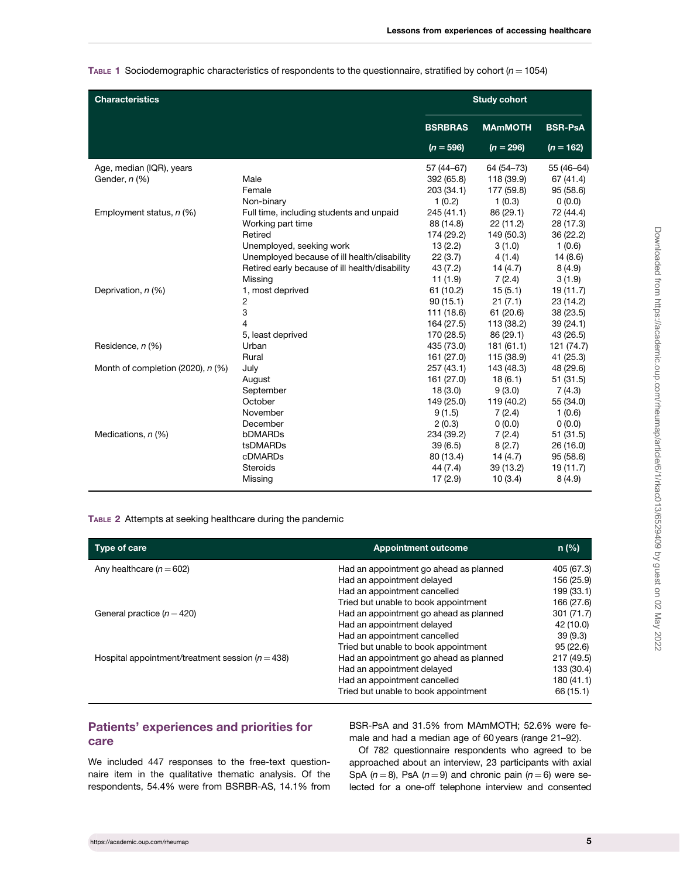Table 1 Sociodemographic characteristics of respondents to the questionnaire, stratified by cohort ($n = 1054$)

| Characteristics | | Study cohort | | |
|---|---|---|---|---|
| | | BSRBRAS ($n = 596$) | MAmMOTH ($n = 296$) | BSR-PsA ($n = 162$) |
| Age, median (IQR), years | | 57 (44–67) | 64 (54–73) | 55 (46–64) |
| Gender, n (%) | Male | 392 (65.8) | 118 (39.9) | 67 (41.4) |
| | Female | 203 (34.1) | 177 (59.8) | 95 (58.6) |
| | Non-binary | 1 (0.2) | 1 (0.3) | 0 (0.0) |
| Employment status, n (%) | Full time, including students and unpaid | 245 (41.1) | 86 (29.1) | 72 (44.4) |
| | Working part time | 88 (14.8) | 22 (11.2) | 28 (17.3) |
| | Retired | 174 (29.2) | 149 (50.3) | 36 (22.2) |
| | Unemployed, seeking work | 13 (2.2) | 3 (1.0) | 1 (0.6) |
| | Unemployed because of ill health/disability | 22 (3.7) | 4 (1.4) | 14 (8.6) |
| | Retired early because of ill health/disability | 43 (7.2) | 14 (4.7) | 8 (4.9) |
| | Missing | 11 (1.9) | 7 (2.4) | 3 (1.9) |
| Deprivation, n (%) | 1, most deprived | 61 (10.2) | 15 (5.1) | 19 (11.7) |
| | 2 | 90 (15.1) | 21 (7.1) | 23 (14.2) |
| | 3 | 111 (18.6) | 61 (20.6) | 38 (23.5) |
| | 4 | 164 (27.5) | 113 (38.2) | 39 (24.1) |
| | 5, least deprived | 170 (28.5) | 86 (29.1) | 43 (26.5) |
| Residence, n (%) | Urban | 435 (73.0) | 181 (61.1) | 121 (74.7) |
| | Rural | 161 (27.0) | 115 (38.9) | 41 (25.3) |
| Month of completion (2020), n (%) | July | 257 (43.1) | 143 (48.3) | 48 (29.6) |
| | August | 161 (27.0) | 18 (6.1) | 51 (31.5) |
| | September | 18 (3.0) | 9 (3.0) | 7 (4.3) |
| | October | 149 (25.0) | 119 (40.2) | 55 (34.0) |
| | November | 9 (1.5) | 7 (2.4) | 1 (0.6) |
| | December | 2 (0.3) | 0 (0.0) | 0 (0.0) |
| Medications, n (%) | bDMARDs | 234 (39.2) | 7 (2.4) | 51 (31.5) |
| | tsDMARDs | 39 (6.5) | 8 (2.7) | 26 (16.0) |
| | cDMARDs | 80 (13.4) | 14 (4.7) | 95 (58.6) |
| | Steroids | 44 (7.4) | 39 (13.2) | 19 (11.7) |
| | Missing | 17 (2.9) | 10 (3.4) | 8 (4.9) |

Table 2 Attempts at seeking healthcare during the pandemic

| Type of care | Appointment outcome | n (%) |
|---|---|---|
| Any healthcare ($n = 602$) | Had an appointment go ahead as planned | 405 (67.3) |
| | Had an appointment delayed | 156 (25.9) |
| | Had an appointment cancelled | 199 (33.1) |
| | Tried but unable to book appointment | 166 (27.6) |
| General practice ($n = 420$) | Had an appointment go ahead as planned | 301 (71.7) |
| | Had an appointment delayed | 42 (10.0) |
| | Had an appointment cancelled | 39 (9.3) |
| | Tried but unable to book appointment | 95 (22.6) |
| Hospital appointment/treatment session ($n = 438$) | Had an appointment go ahead as planned | 217 (49.5) |
| | Had an appointment delayed | 133 (30.4) |
| | Had an appointment cancelled | 180 (41.1) |
| | Tried but unable to book appointment | 66 (15.1) |

## Patients' experiences and priorities for care

We included 447 responses to the free-text questionnaire item in the qualitative thematic analysis. Of the respondents, 54.4% were from BSRBR-AS, 14.1% from BSR-PsA and 31.5% from MAmMOTH; 52.6% were female and had a median age of 60 years (range 21–92).

Of 782 questionnaire respondents who agreed to be approached about an interview, 23 participants with axial SpA ($n = 8$), PsA ($n = 9$) and chronic pain ($n = 6$) were selected for a one-off telephone interview and consented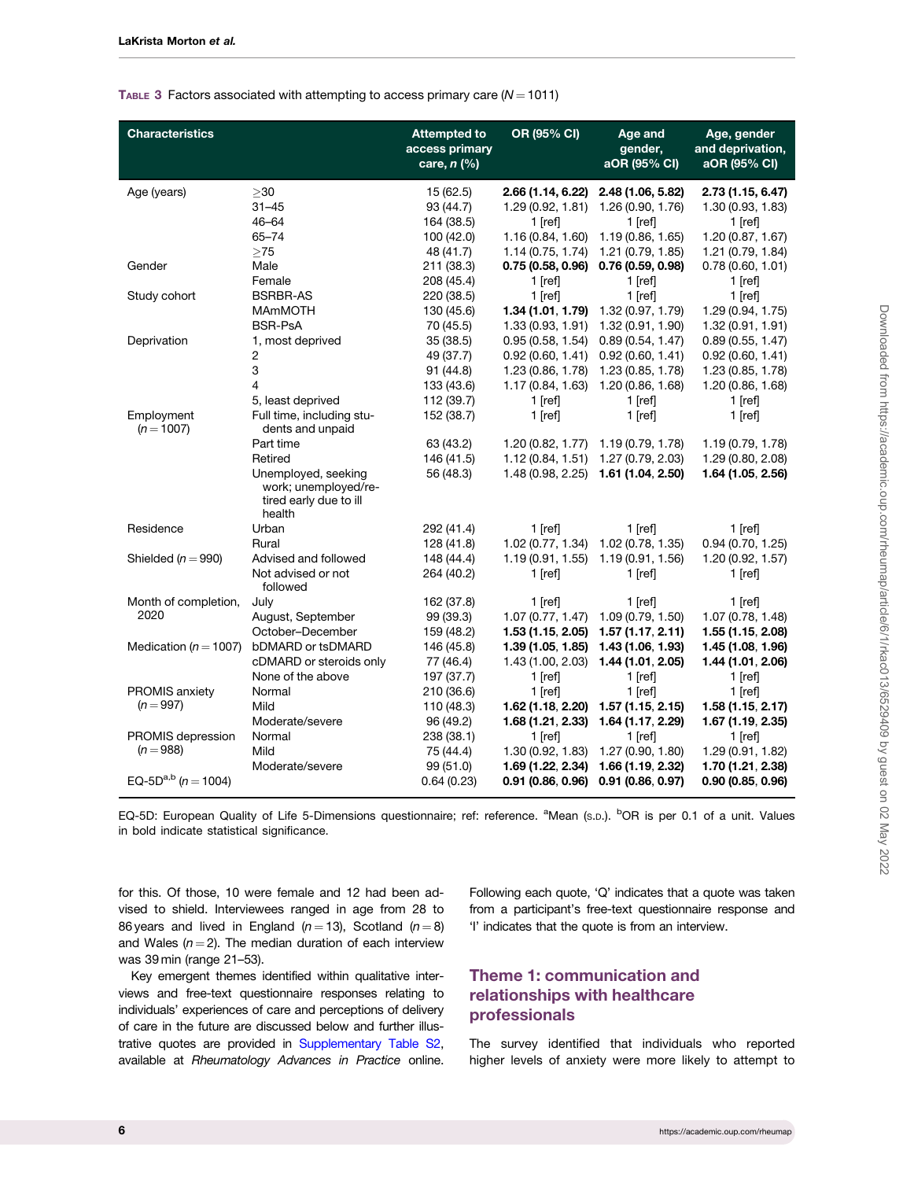**Table 3** Factors associated with attempting to access primary care ($N = 1011$)

| Characteristics | | Attempted to access primary care, n (%) | OR (95% CI) | Age and gender, aOR (95% CI) | Age, gender and deprivation, aOR (95% CI) |
|---|---|---|---|---|---|
| Age (years) | ≥30 | 15 (62.5) | **2.66 (1.14, 6.22)** | **2.48 (1.06, 5.82)** | **2.73 (1.15, 6.47)** |
| | 31–45 | 93 (44.7) | 1.29 (0.92, 1.81) | 1.26 (0.90, 1.76) | 1.30 (0.93, 1.83) |
| | 46–64 | 164 (38.5) | 1 [ref] | 1 [ref] | 1 [ref] |
| | 65–74 | 100 (42.0) | 1.16 (0.84, 1.60) | 1.19 (0.86, 1.65) | 1.20 (0.87, 1.67) |
| | ≥75 | 48 (41.7) | 1.14 (0.75, 1.74) | 1.21 (0.79, 1.85) | 1.21 (0.79, 1.84) |
| Gender | Male | 211 (38.3) | **0.75 (0.58, 0.96)** | **0.76 (0.59, 0.98)** | 0.78 (0.60, 1.01) |
| | Female | 208 (45.4) | 1 [ref] | 1 [ref] | 1 [ref] |
| Study cohort | BSRBR-AS | 220 (38.5) | 1 [ref] | 1 [ref] | 1 [ref] |
| | MAmMOTH | 130 (45.6) | **1.34 (1.01, 1.79)** | 1.32 (0.97, 1.79) | 1.29 (0.94, 1.75) |
| | BSR-PsA | 70 (45.5) | 1.33 (0.93, 1.91) | 1.32 (0.91, 1.90) | 1.32 (0.91, 1.91) |
| Deprivation | 1, most deprived | 35 (38.5) | 0.95 (0.58, 1.54) | 0.89 (0.54, 1.47) | 0.89 (0.55, 1.47) |
| | 2 | 49 (37.7) | 0.92 (0.60, 1.41) | 0.92 (0.60, 1.41) | 0.92 (0.60, 1.41) |
| | 3 | 91 (44.8) | 1.23 (0.86, 1.78) | 1.23 (0.85, 1.78) | 1.23 (0.85, 1.78) |
| | 4 | 133 (43.6) | 1.17 (0.84, 1.63) | 1.20 (0.86, 1.68) | 1.20 (0.86, 1.68) |
| | 5, least deprived | 112 (39.7) | 1 [ref] | 1 [ref] | 1 [ref] |
| Employment ($n = 1007$) | Full time, including students and unpaid | 152 (38.7) | 1 [ref] | 1 [ref] | 1 [ref] |
| | Part time | 63 (43.2) | 1.20 (0.82, 1.77) | 1.19 (0.79, 1.78) | 1.19 (0.79, 1.78) |
| | Retired | 146 (41.5) | 1.12 (0.84, 1.51) | 1.27 (0.79, 2.03) | 1.29 (0.80, 2.08) |
| | Unemployed, seeking work; unemployed/retired early due to ill health | 56 (48.3) | 1.48 (0.98, 2.25) | **1.61 (1.04, 2.50)** | **1.64 (1.05, 2.56)** |
| Residence | Urban | 292 (41.4) | 1 [ref] | 1 [ref] | 1 [ref] |
| | Rural | 128 (41.8) | 1.02 (0.77, 1.34) | 1.02 (0.78, 1.35) | 0.94 (0.70, 1.25) |
| Shielded ($n = 990$) | Advised and followed | 148 (44.4) | 1.19 (0.91, 1.55) | 1.19 (0.91, 1.56) | 1.20 (0.92, 1.57) |
| | Not advised or not followed | 264 (40.2) | 1 [ref] | 1 [ref] | 1 [ref] |
| Month of completion, 2020 | July | 162 (37.8) | 1 [ref] | 1 [ref] | 1 [ref] |
| | August, September | 99 (39.3) | 1.07 (0.77, 1.47) | 1.09 (0.79, 1.50) | 1.07 (0.78, 1.48) |
| | October–December | 159 (48.2) | **1.53 (1.15, 2.05)** | **1.57 (1.17, 2.11)** | **1.55 (1.15, 2.08)** |
| Medication ($n = 1007$) | bDMARD or tsDMARD | 146 (45.8) | **1.39 (1.05, 1.85)** | **1.43 (1.06, 1.93)** | **1.45 (1.08, 1.96)** |
| | cDMARD or steroids only | 77 (46.4) | 1.43 (1.00, 2.03) | **1.44 (1.01, 2.05)** | **1.44 (1.01, 2.06)** |
| | None of the above | 197 (37.7) | 1 [ref] | 1 [ref] | 1 [ref] |
| PROMIS anxiety ($n = 997$) | Normal | 210 (36.6) | 1 [ref] | 1 [ref] | 1 [ref] |
| | Mild | 110 (48.3) | **1.62 (1.18, 2.20)** | **1.57 (1.15, 2.15)** | **1.58 (1.15, 2.17)** |
| | Moderate/severe | 96 (49.2) | **1.68 (1.21, 2.33)** | **1.64 (1.17, 2.29)** | **1.67 (1.19, 2.35)** |
| PROMIS depression ($n = 988$) | Normal | 238 (38.1) | 1 [ref] | 1 [ref] | 1 [ref] |
| | Mild | 75 (44.4) | 1.30 (0.92, 1.83) | 1.27 (0.90, 1.80) | 1.29 (0.91, 1.82) |
| | Moderate/severe | 99 (51.0) | **1.69 (1.22, 2.34)** | **1.66 (1.19, 2.32)** | **1.70 (1.21, 2.38)** |
| EQ-5D[a,b] ($n = 1004$) | | 0.64 (0.23) | **0.91 (0.86, 0.96)** | **0.91 (0.86, 0.97)** | **0.90 (0.85, 0.96)** |

EQ-5D: European Quality of Life 5-Dimensions questionnaire; ref: reference. [a]Mean (S.D.). [b]OR is per 0.1 of a unit. Values in bold indicate statistical significance.

for this. Of those, 10 were female and 12 had been advised to shield. Interviewees ranged in age from 28 to 86 years and lived in England ($n = 13$), Scotland ($n = 8$) and Wales ($n = 2$). The median duration of each interview was 39 min (range 21–53).

Key emergent themes identified within qualitative interviews and free-text questionnaire responses relating to individuals' experiences of care and perceptions of delivery of care in the future are discussed below and further illustrative quotes are provided in Supplementary Table S2, available at *Rheumatology Advances in Practice* online. Following each quote, 'Q' indicates that a quote was taken from a participant's free-text questionnaire response and 'I' indicates that the quote is from an interview.

## Theme 1: communication and relationships with healthcare professionals

The survey identified that individuals who reported higher levels of anxiety were more likely to attempt to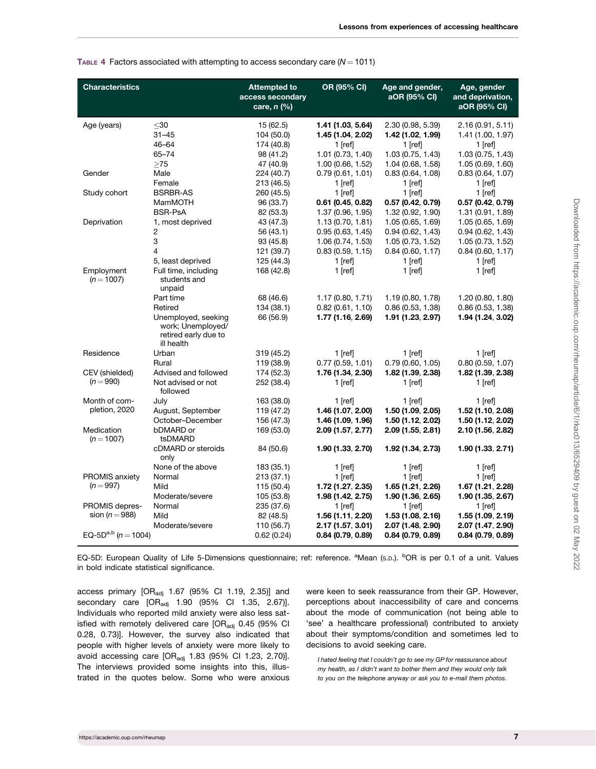**Table 4** Factors associated with attempting to access secondary care (*N* = 1011)

| Characteristics | | Attempted to access secondary care, *n* (%) | OR (95% CI) | Age and gender, aOR (95% CI) | Age, gender and deprivation, aOR (95% CI) |
|---|---|---|---|---|---|
| Age (years) | ≤30 | 15 (62.5) | **1.41 (1.03, 5.64)** | 2.30 (0.98, 5.39) | 2.16 (0.91, 5.11) |
| | 31–45 | 104 (50.0) | **1.45 (1.04, 2.02)** | **1.42 (1.02, 1.99)** | 1.41 (1.00, 1.97) |
| | 46–64 | 174 (40.8) | 1 [ref] | 1 [ref] | 1 [ref] |
| | 65–74 | 98 (41.2) | 1.01 (0.73, 1.40) | 1.03 (0.75, 1.43) | 1.03 (0.75, 1.43) |
| | ≥75 | 47 (40.9) | 1.00 (0.66, 1.52) | 1.04 (0.68, 1.58) | 1.05 (0.69, 1.60) |
| Gender | Male | 224 (40.7) | 0.79 (0.61, 1.01) | 0.83 (0.64, 1.08) | 0.83 (0.64, 1.07) |
| | Female | 213 (46.5) | 1 [ref] | 1 [ref] | 1 [ref] |
| Study cohort | BSRBR-AS | 260 (45.5) | 1 [ref] | 1 [ref] | 1 [ref] |
| | MamMOTH | 96 (33.7) | **0.61 (0.45, 0.82)** | **0.57 (0.42, 0.79)** | **0.57 (0.42, 0.79)** |
| | BSR-PsA | 82 (53.3) | 1.37 (0.96, 1.95) | 1.32 (0.92, 1.90) | 1.31 (0.91, 1.89) |
| Deprivation | 1, most deprived | 43 (47.3) | 1.13 (0.70, 1.81) | 1.05 (0.65, 1.69) | 1.05 (0.65, 1.69) |
| | 2 | 56 (43.1) | 0.95 (0.63, 1.45) | 0.94 (0.62, 1.43) | 0.94 (0.62, 1.43) |
| | 3 | 93 (45.8) | 1.06 (0.74, 1.53) | 1.05 (0.73, 1.52) | 1.05 (0.73, 1.52) |
| | 4 | 121 (39.7) | 0.83 (0.59, 1.15) | 0.84 (0.60, 1.17) | 0.84 (0.60, 1.17) |
| | 5, least deprived | 125 (44.3) | 1 [ref] | 1 [ref] | 1 [ref] |
| Employment (*n* = 1007) | Full time, including students and unpaid | 168 (42.8) | 1 [ref] | 1 [ref] | 1 [ref] |
| | Part time | 68 (46.6) | 1.17 (0.80, 1.71) | 1.19 (0.80, 1.78) | 1.20 (0.80, 1.80) |
| | Retired | 134 (38.1) | 0.82 (0.61, 1.10) | 0.86 (0.53, 1.38) | 0.86 (0.53, 1.38) |
| | Unemployed, seeking work; Unemployed/ retired early due to ill health | 66 (56.9) | **1.77 (1.16, 2.69)** | **1.91 (1.23, 2.97)** | **1.94 (1.24, 3.02)** |
| Residence | Urban | 319 (45.2) | 1 [ref] | 1 [ref] | 1 [ref] |
| | Rural | 119 (38.9) | 0.77 (0.59, 1.01) | 0.79 (0.60, 1.05) | 0.80 (0.59, 1.07) |
| CEV (shielded) (*n* = 990) | Advised and followed | 174 (52.3) | **1.76 (1.34, 2.30)** | **1.82 (1.39, 2.38)** | **1.82 (1.39, 2.38)** |
| | Not advised or not followed | 252 (38.4) | 1 [ref] | 1 [ref] | 1 [ref] |
| Month of completion, 2020 | July | 163 (38.0) | 1 [ref] | 1 [ref] | 1 [ref] |
| | August, September | 119 (47.2) | **1.46 (1.07, 2.00)** | **1.50 (1.09, 2.05)** | **1.52 (1.10, 2.08)** |
| | October–December | 156 (47.3) | **1.46 (1.09, 1.96)** | **1.50 (1.12, 2.02)** | **1.50 (1.12, 2.02)** |
| Medication (*n* = 1007) | bDMARD or tsDMARD | 169 (53.0) | **2.09 (1.57, 2.77)** | **2.09 (1.55, 2.81)** | **2.10 (1.56, 2.82)** |
| | cDMARD or steroids only | 84 (50.6) | **1.90 (1.33, 2.70)** | **1.92 (1.34, 2.73)** | **1.90 (1.33, 2.71)** |
| | None of the above | 183 (35.1) | 1 [ref] | 1 [ref] | 1 [ref] |
| PROMIS anxiety (*n* = 997) | Normal | 213 (37.1) | 1 [ref] | 1 [ref] | 1 [ref] |
| | Mild | 115 (50.4) | **1.72 (1.27, 2.35)** | **1.65 (1.21, 2.26)** | **1.67 (1.21, 2.28)** |
| | Moderate/severe | 105 (53.8) | **1.98 (1.42, 2.75)** | **1.90 (1.36, 2.65)** | **1.90 (1.35, 2.67)** |
| PROMIS depression (*n* = 988) | Normal | 235 (37.6) | 1 [ref] | 1 [ref] | 1 [ref] |
| | Mild | 82 (48.5) | **1.56 (1.11, 2.20)** | **1.53 (1.08, 2.16)** | **1.55 (1.09, 2.19)** |
| | Moderate/severe | 110 (56.7) | **2.17 (1.57, 3.01)** | **2.07 (1.48, 2.90)** | **2.07 (1.47, 2.90)** |
| EQ-5D[a,b] (*n* = 1004) | | 0.62 (0.24) | **0.84 (0.79, 0.89)** | **0.84 (0.79, 0.89)** | **0.84 (0.79, 0.89)** |

EQ-5D: European Quality of Life 5-Dimensions questionnaire; ref: reference. [a]Mean (S.D.). [b]OR is per 0.1 of a unit. Values in bold indicate statistical significance.

access primary [$OR_{adj}$ 1.67 (95% CI 1.19, 2.35)] and secondary care [$OR_{adj}$ 1.90 (95% CI 1.35, 2.67)]. Individuals who reported mild anxiety were also less satisfied with remotely delivered care [$OR_{adj}$ 0.45 (95% CI 0.28, 0.73)]. However, the survey also indicated that people with higher levels of anxiety were more likely to avoid accessing care [$OR_{adj}$ 1.83 (95% CI 1.23, 2.70)]. The interviews provided some insights into this, illustrated in the quotes below. Some who were anxious were keen to seek reassurance from their GP. However, perceptions about inaccessibility of care and concerns about the mode of communication (not being able to 'see' a healthcare professional) contributed to anxiety about their symptoms/condition and sometimes led to decisions to avoid seeking care.

> *I hated feeling that I couldn't go to see my GP for reassurance about my health, as I didn't want to bother them and they would only talk to you on the telephone anyway or ask you to e-mail them photos.*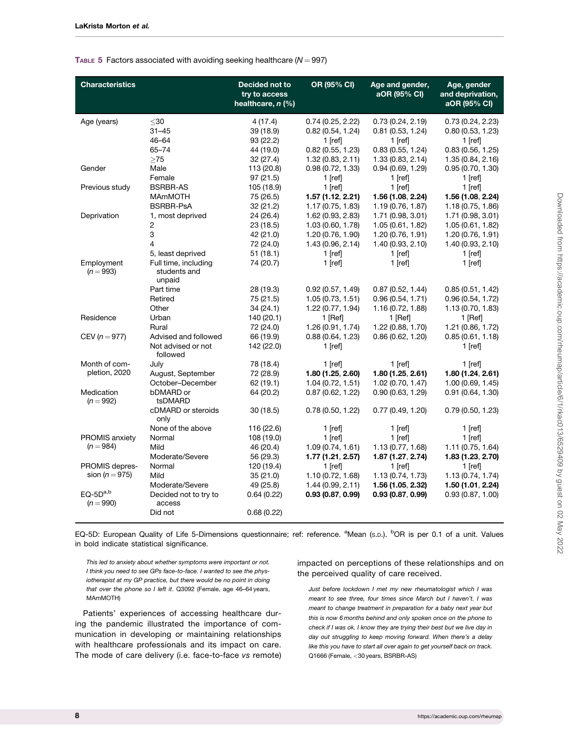**Table 5** Factors associated with avoiding seeking healthcare (*N* = 997)

| Characteristics | | Decided not to try to access healthcare, *n* (%) | OR (95% CI) | Age and gender, aOR (95% CI) | Age, gender and deprivation, aOR (95% CI) |
|---|---|---|---|---|---|
| Age (years) | ≤30 | 4 (17.4) | 0.74 (0.25, 2.22) | 0.73 (0.24, 2.19) | 0.73 (0.24, 2.23) |
| | 31–45 | 39 (18.9) | 0.82 (0.54, 1.24) | 0.81 (0.53, 1.24) | 0.80 (0.53, 1.23) |
| | 46–64 | 93 (22.2) | 1 [ref] | 1 [ref] | 1 [ref] |
| | 65–74 | 44 (19.0) | 0.82 (0.55, 1.23) | 0.83 (0.55, 1.24) | 0.83 (0.56, 1.25) |
| | ≥75 | 32 (27.4) | 1.32 (0.83, 2.11) | 1.33 (0.83, 2.14) | 1.35 (0.84, 2.16) |
| Gender | Male | 113 (20.8) | 0.98 (0.72, 1.33) | 0.94 (0.69, 1.29) | 0.95 (0.70, 1.30) |
| | Female | 97 (21.5) | 1 [ref] | 1 [ref] | 1 [ref] |
| Previous study | BSRBR-AS | 105 (18.9) | 1 [ref] | 1 [ref] | 1 [ref] |
| | MAmMOTH | 75 (26.5) | **1.57 (1.12, 2.21)** | **1.56 (1.08, 2.24)** | **1.56 (1.08, 2.24)** |
| | BSRBR-PsA | 32 (21.2) | 1.17 (0.75, 1.83) | 1.19 (0.76, 1.87) | 1.18 (0.75, 1.86) |
| Deprivation | 1, most deprived | 24 (26.4) | 1.62 (0.93, 2.83) | 1.71 (0.98, 3.01) | 1.71 (0.98, 3.01) |
| | 2 | 23 (18.5) | 1.03 (0.60, 1.78) | 1.05 (0.61, 1.82) | 1.05 (0.61, 1.82) |
| | 3 | 42 (21.0) | 1.20 (0.76, 1.90) | 1.20 (0.76, 1.91) | 1.20 (0.76, 1.91) |
| | 4 | 72 (24.0) | 1.43 (0.96, 2.14) | 1.40 (0.93, 2.10) | 1.40 (0.93, 2.10) |
| | 5, least deprived | 51 (18.1) | 1 [ref] | 1 [ref] | 1 [ref] |
| Employment (*n* = 993) | Full time, including students and unpaid | 74 (20.7) | 1 [ref] | 1 [ref] | 1 [ref] |
| | Part time | 28 (19.3) | 0.92 (0.57, 1.49) | 0.87 (0.52, 1.44) | 0.85 (0.51, 1.42) |
| | Retired | 75 (21.5) | 1.05 (0.73, 1.51) | 0.96 (0.54, 1.71) | 0.96 (0.54, 1.72) |
| | Other | 34 (24.1) | 1.22 (0.77, 1.94) | 1.16 (0.72, 1.88) | 1.13 (0.70, 1.83) |
| Residence | Urban | 140 (20.1) | 1 [Ref] | 1 [Ref] | 1 [Ref] |
| | Rural | 72 (24.0) | 1.26 (0.91, 1.74) | 1.22 (0.88, 1.70) | 1.21 (0.86, 1.72) |
| CEV (*n* = 977) | Advised and followed | 66 (19.9) | 0.88 (0.64, 1.23) | 0.86 (0.62, 1.20) | 0.85 (0.61, 1.18) |
| | Not advised or not followed | 142 (22.0) | 1 [ref] | | 1 [ref] |
| Month of completion, 2020 | July | 78 (18.4) | 1 [ref] | 1 [ref] | 1 [ref] |
| | August, September | 72 (28.9) | **1.80 (1.25, 2.60)** | **1.80 (1.25, 2.61)** | **1.80 (1.24, 2.61)** |
| | October–December | 62 (19.1) | 1.04 (0.72, 1.51) | 1.02 (0.70, 1.47) | 1.00 (0.69, 1.45) |
| Medication (*n* = 992) | bDMARD or tsDMARD | 64 (20.2) | 0.87 (0.62, 1.22) | 0.90 (0.63, 1.29) | 0.91 (0.64, 1.30) |
| | cDMARD or steroids only | 30 (18.5) | 0.78 (0.50, 1.22) | 0.77 (0.49, 1.20) | 0.79 (0.50, 1.23) |
| | None of the above | 116 (22.6) | 1 [ref] | 1 [ref] | 1 [ref] |
| PROMIS anxiety (*n* = 984) | Normal | 108 (19.0) | 1 [ref] | 1 [ref] | 1 [ref] |
| | Mild | 46 (20.4) | 1.09 (0.74, 1.61) | 1.13 (0.77, 1.68) | 1.11 (0.75, 1.64) |
| | Moderate/Severe | 56 (29.3) | **1.77 (1.21, 2.57)** | **1.87 (1.27, 2.74)** | **1.83 (1.23, 2.70)** |
| PROMIS depression (*n* = 975) | Normal | 120 (19.4) | 1 [ref] | 1 [ref] | 1 [ref] |
| | Mild | 35 (21.0) | 1.10 (0.72, 1.68) | 1.13 (0.74, 1.73) | 1.13 (0.74, 1.74) |
| | Moderate/Severe | 49 (25.8) | 1.44 (0.99, 2.11) | **1.56 (1.05, 2.32)** | **1.50 (1.01, 2.24)** |
| EQ-5D[a,b] (*n* = 990) | Decided not to try to access | 0.64 (0.22) | **0.93 (0.87, 0.99)** | **0.93 (0.87, 0.99)** | 0.93 (0.87, 1.00) |
| | Did not | 0.68 (0.22) | | | |

EQ-5D: European Quality of Life 5-Dimensions questionnaire; ref: reference. [a]Mean (S.D.). [b]OR is per 0.1 of a unit. Values in bold indicate statistical significance.

*This led to anxiety about whether symptoms were important or not. I think you need to see GPs face-to-face. I wanted to see the physiotherapist at my GP practice, but there would be no point in doing that over the phone so I left it*. Q3092 (Female, age 46–64 years, MAmMOTH)

Patients' experiences of accessing healthcare during the pandemic illustrated the importance of communication in developing or maintaining relationships with healthcare professionals and its impact on care. The mode of care delivery (i.e. face-to-face *vs* remote) impacted on perceptions of these relationships and on the perceived quality of care received.

*Just before lockdown I met my new rheumatologist which I was meant to see three, four times since March but I haven't. I was meant to change treatment in preparation for a baby next year but this is now 6 months behind and only spoken once on the phone to check if I was ok. I know they are trying their best but we live day in day out struggling to keep moving forward. When there's a delay like this you have to start all over again to get yourself back on track.* Q1666 (Female, <30 years, BSRBR-AS)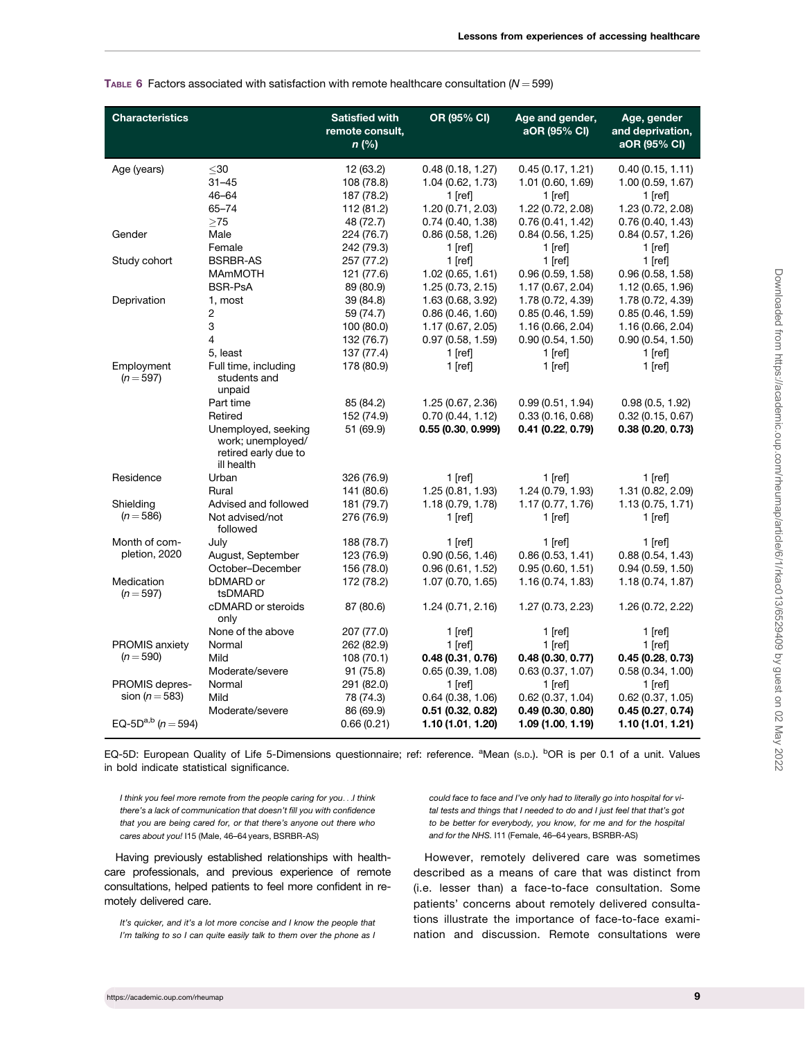**Table 6** Factors associated with satisfaction with remote healthcare consultation ($N = 599$)

| Characteristics | | Satisfied with remote consult, n (%) | OR (95% CI) | Age and gender, aOR (95% CI) | Age, gender and deprivation, aOR (95% CI) |
|---|---|---|---|---|---|
| Age (years) | ≤30 | 12 (63.2) | 0.48 (0.18, 1.27) | 0.45 (0.17, 1.21) | 0.40 (0.15, 1.11) |
| | 31–45 | 108 (78.8) | 1.04 (0.62, 1.73) | 1.01 (0.60, 1.69) | 1.00 (0.59, 1.67) |
| | 46–64 | 187 (78.2) | 1 [ref] | 1 [ref] | 1 [ref] |
| | 65–74 | 112 (81.2) | 1.20 (0.71, 2.03) | 1.22 (0.72, 2.08) | 1.23 (0.72, 2.08) |
| | ≥75 | 48 (72.7) | 0.74 (0.40, 1.38) | 0.76 (0.41, 1.42) | 0.76 (0.40, 1.43) |
| Gender | Male | 224 (76.7) | 0.86 (0.58, 1.26) | 0.84 (0.56, 1.25) | 0.84 (0.57, 1.26) |
| | Female | 242 (79.3) | 1 [ref] | 1 [ref] | 1 [ref] |
| Study cohort | BSRBR-AS | 257 (77.2) | 1 [ref] | 1 [ref] | 1 [ref] |
| | MAmMOTH | 121 (77.6) | 1.02 (0.65, 1.61) | 0.96 (0.59, 1.58) | 0.96 (0.58, 1.58) |
| | BSR-PsA | 89 (80.9) | 1.25 (0.73, 2.15) | 1.17 (0.67, 2.04) | 1.12 (0.65, 1.96) |
| Deprivation | 1, most | 39 (84.8) | 1.63 (0.68, 3.92) | 1.78 (0.72, 4.39) | 1.78 (0.72, 4.39) |
| | 2 | 59 (74.7) | 0.86 (0.46, 1.60) | 0.85 (0.46, 1.59) | 0.85 (0.46, 1.59) |
| | 3 | 100 (80.0) | 1.17 (0.67, 2.05) | 1.16 (0.66, 2.04) | 1.16 (0.66, 2.04) |
| | 4 | 132 (76.7) | 0.97 (0.58, 1.59) | 0.90 (0.54, 1.50) | 0.90 (0.54, 1.50) |
| | 5, least | 137 (77.4) | 1 [ref] | 1 [ref] | 1 [ref] |
| Employment ($n = 597$) | Full time, including students and unpaid | 178 (80.9) | 1 [ref] | 1 [ref] | 1 [ref] |
| | Part time | 85 (84.2) | 1.25 (0.67, 2.36) | 0.99 (0.51, 1.94) | 0.98 (0.5, 1.92) |
| | Retired | 152 (74.9) | 0.70 (0.44, 1.12) | 0.33 (0.16, 0.68) | 0.32 (0.15, 0.67) |
| | Unemployed, seeking work; unemployed/retired early due to ill health | 51 (69.9) | **0.55 (0.30, 0.999)** | **0.41 (0.22, 0.79)** | **0.38 (0.20, 0.73)** |
| Residence | Urban | 326 (76.9) | 1 [ref] | 1 [ref] | 1 [ref] |
| | Rural | 141 (80.6) | 1.25 (0.81, 1.93) | 1.24 (0.79, 1.93) | 1.31 (0.82, 2.09) |
| Shielding ($n = 586$) | Advised and followed | 181 (79.7) | 1.18 (0.79, 1.78) | 1.17 (0.77, 1.76) | 1.13 (0.75, 1.71) |
| | Not advised/not followed | 276 (76.9) | 1 [ref] | 1 [ref] | 1 [ref] |
| Month of completion, 2020 | July | 188 (78.7) | 1 [ref] | 1 [ref] | 1 [ref] |
| | August, September | 123 (76.9) | 0.90 (0.56, 1.46) | 0.86 (0.53, 1.41) | 0.88 (0.54, 1.43) |
| | October–December | 156 (78.0) | 0.96 (0.61, 1.52) | 0.95 (0.60, 1.51) | 0.94 (0.59, 1.50) |
| Medication ($n = 597$) | bDMARD or tsDMARD | 172 (78.2) | 1.07 (0.70, 1.65) | 1.16 (0.74, 1.83) | 1.18 (0.74, 1.87) |
| | cDMARD or steroids only | 87 (80.6) | 1.24 (0.71, 2.16) | 1.27 (0.73, 2.23) | 1.26 (0.72, 2.22) |
| | None of the above | 207 (77.0) | 1 [ref] | 1 [ref] | 1 [ref] |
| PROMIS anxiety ($n = 590$) | Normal | 262 (82.9) | 1 [ref] | 1 [ref] | 1 [ref] |
| | Mild | 108 (70.1) | **0.48 (0.31, 0.76)** | **0.48 (0.30, 0.77)** | **0.45 (0.28, 0.73)** |
| | Moderate/severe | 91 (75.8) | 0.65 (0.39, 1.08) | 0.63 (0.37, 1.07) | 0.58 (0.34, 1.00) |
| PROMIS depression ($n = 583$) | Normal | 291 (82.0) | 1 [ref] | 1 [ref] | 1 [ref] |
| | Mild | 78 (74.3) | 0.64 (0.38, 1.06) | 0.62 (0.37, 1.04) | 0.62 (0.37, 1.05) |
| | Moderate/severe | 86 (69.9) | **0.51 (0.32, 0.82)** | **0.49 (0.30, 0.80)** | **0.45 (0.27, 0.74)** |
| EQ-5D[a,b] ($n = 594$) | | 0.66 (0.21) | **1.10 (1.01, 1.20)** | **1.09 (1.00, 1.19)** | **1.10 (1.01, 1.21)** |

EQ-5D: European Quality of Life 5-Dimensions questionnaire; ref: reference. [a]Mean (S.D.). [b]OR is per 0.1 of a unit. Values in bold indicate statistical significance.

*I think you feel more remote from the people caring for you…I think there's a lack of communication that doesn't fill you with confidence that you are being cared for, or that there's anyone out there who cares about you!* I15 (Male, 46–64 years, BSRBR-AS)

Having previously established relationships with healthcare professionals, and previous experience of remote consultations, helped patients to feel more confident in remotely delivered care.

*It's quicker, and it's a lot more concise and I know the people that I'm talking to so I can quite easily talk to them over the phone as I could face to face and I've only had to literally go into hospital for vital tests and things that I needed to do and I just feel that that's got to be better for everybody, you know, for me and for the hospital and for the NHS.* I11 (Female, 46–64 years, BSRBR-AS)

However, remotely delivered care was sometimes described as a means of care that was distinct from (i.e. lesser than) a face-to-face consultation. Some patients' concerns about remotely delivered consultations illustrate the importance of face-to-face examination and discussion. Remote consultations were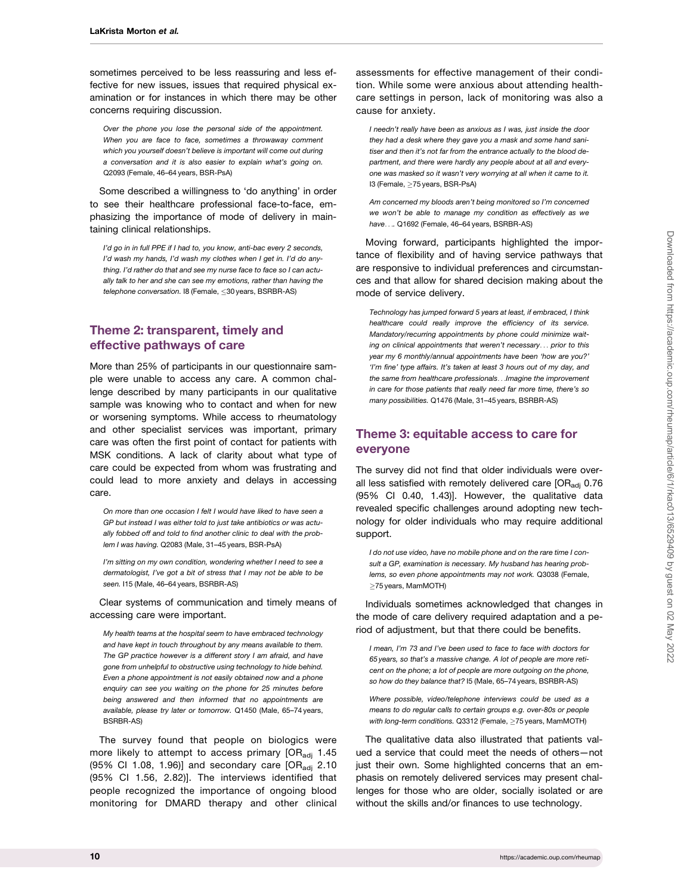sometimes perceived to be less reassuring and less effective for new issues, issues that required physical examination or for instances in which there may be other concerns requiring discussion.

> *Over the phone you lose the personal side of the appointment. When you are face to face, sometimes a throwaway comment which you yourself doesn't believe is important will come out during a conversation and it is also easier to explain what's going on.* Q2093 (Female, 46–64 years, BSR-PsA)

Some described a willingness to 'do anything' in order to see their healthcare professional face-to-face, emphasizing the importance of mode of delivery in maintaining clinical relationships.

> *I'd go in in full PPE if I had to, you know, anti-bac every 2 seconds, I'd wash my hands, I'd wash my clothes when I get in. I'd do anything. I'd rather do that and see my nurse face to face so I can actually talk to her and she can see my emotions, rather than having the telephone conversation.* I8 (Female, ≤30 years, BSRBR-AS)

## Theme 2: transparent, timely and effective pathways of care

More than 25% of participants in our questionnaire sample were unable to access any care. A common challenge described by many participants in our qualitative sample was knowing who to contact and when for new or worsening symptoms. While access to rheumatology and other specialist services was important, primary care was often the first point of contact for patients with MSK conditions. A lack of clarity about what type of care could be expected from whom was frustrating and could lead to more anxiety and delays in accessing care.

> *On more than one occasion I felt I would have liked to have seen a GP but instead I was either told to just take antibiotics or was actually fobbed off and told to find another clinic to deal with the problem I was having.* Q2083 (Male, 31–45 years, BSR-PsA)

> *I'm sitting on my own condition, wondering whether I need to see a dermatologist, I've got a bit of stress that I may not be able to be seen.* I15 (Male, 46–64 years, BSRBR-AS)

Clear systems of communication and timely means of accessing care were important.

> *My health teams at the hospital seem to have embraced technology and have kept in touch throughout by any means available to them. The GP practice however is a different story I am afraid, and have gone from unhelpful to obstructive using technology to hide behind. Even a phone appointment is not easily obtained now and a phone enquiry can see you waiting on the phone for 25 minutes before being answered and then informed that no appointments are available, please try later or tomorrow.* Q1450 (Male, 65–74 years, BSRBR-AS)

The survey found that people on biologics were more likely to attempt to access primary [$OR_{adj}$ 1.45 (95% CI 1.08, 1.96)] and secondary care [$OR_{adj}$ 2.10 (95% CI 1.56, 2.82)]. The interviews identified that people recognized the importance of ongoing blood monitoring for DMARD therapy and other clinical assessments for effective management of their condition. While some were anxious about attending healthcare settings in person, lack of monitoring was also a cause for anxiety.

> *I needn't really have been as anxious as I was, just inside the door they had a desk where they gave you a mask and some hand sanitiser and then it's not far from the entrance actually to the blood department, and there were hardly any people about at all and everyone was masked so it wasn't very worrying at all when it came to it.* I3 (Female, ≥75 years, BSR-PsA)

> *Am concerned my bloods aren't being monitored so I'm concerned we won't be able to manage my condition as effectively as we have....* Q1692 (Female, 46–64 years, BSRBR-AS)

Moving forward, participants highlighted the importance of flexibility and of having service pathways that are responsive to individual preferences and circumstances and that allow for shared decision making about the mode of service delivery.

> *Technology has jumped forward 5 years at least, if embraced, I think healthcare could really improve the efficiency of its service. Mandatory/recurring appointments by phone could minimize waiting on clinical appointments that weren't necessary... prior to this year my 6 monthly/annual appointments have been 'how are you?' 'I'm fine' type affairs. It's taken at least 3 hours out of my day, and the same from healthcare professionals...Imagine the improvement in care for those patients that really need far more time, there's so many possibilities.* Q1476 (Male, 31–45 years, BSRBR-AS)

## Theme 3: equitable access to care for everyone

The survey did not find that older individuals were overall less satisfied with remotely delivered care [$OR_{adj}$ 0.76 (95% CI 0.40, 1.43)]. However, the qualitative data revealed specific challenges around adopting new technology for older individuals who may require additional support.

> *I do not use video, have no mobile phone and on the rare time I consult a GP, examination is necessary. My husband has hearing problems, so even phone appointments may not work.* Q3038 (Female, ≥75 years, MamMOTH)

Individuals sometimes acknowledged that changes in the mode of care delivery required adaptation and a period of adjustment, but that there could be benefits.

> *I mean, I'm 73 and I've been used to face to face with doctors for 65 years, so that's a massive change. A lot of people are more reticent on the phone; a lot of people are more outgoing on the phone, so how do they balance that?* I5 (Male, 65–74 years, BSRBR-AS)

> *Where possible, video/telephone interviews could be used as a means to do regular calls to certain groups e.g. over-80s or people with long-term conditions.* Q3312 (Female, ≥75 years, MamMOTH)

The qualitative data also illustrated that patients valued a service that could meet the needs of others—not just their own. Some highlighted concerns that an emphasis on remotely delivered services may present challenges for those who are older, socially isolated or are without the skills and/or finances to use technology.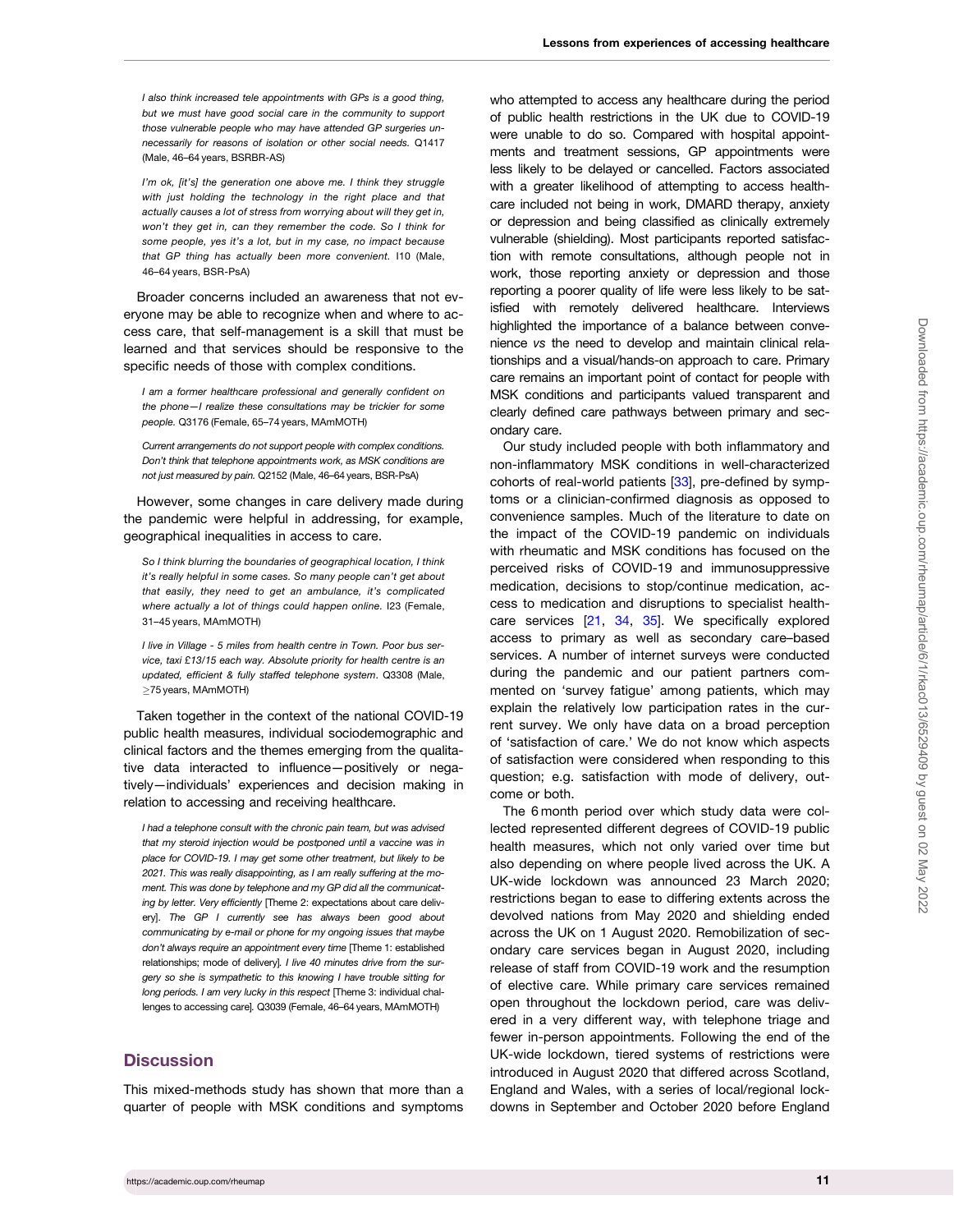*I also think increased tele appointments with GPs is a good thing, but we must have good social care in the community to support those vulnerable people who may have attended GP surgeries unnecessarily for reasons of isolation or other social needs.* Q1417 (Male, 46–64 years, BSRBR-AS)

*I'm ok, [it's] the generation one above me. I think they struggle with just holding the technology in the right place and that actually causes a lot of stress from worrying about will they get in, won't they get in, can they remember the code. So I think for some people, yes it's a lot, but in my case, no impact because that GP thing has actually been more convenient.* I10 (Male, 46–64 years, BSR-PsA)

Broader concerns included an awareness that not everyone may be able to recognize when and where to access care, that self-management is a skill that must be learned and that services should be responsive to the specific needs of those with complex conditions.

*I am a former healthcare professional and generally confident on the phone—I realize these consultations may be trickier for some people.* Q3176 (Female, 65–74 years, MAmMOTH)

*Current arrangements do not support people with complex conditions. Don't think that telephone appointments work, as MSK conditions are not just measured by pain.* Q2152 (Male, 46–64 years, BSR-PsA)

However, some changes in care delivery made during the pandemic were helpful in addressing, for example, geographical inequalities in access to care.

*So I think blurring the boundaries of geographical location, I think it's really helpful in some cases. So many people can't get about that easily, they need to get an ambulance, it's complicated where actually a lot of things could happen online.* I23 (Female, 31–45 years, MAmMOTH)

*I live in Village - 5 miles from health centre in Town. Poor bus service, taxi £13/15 each way. Absolute priority for health centre is an updated, efficient & fully staffed telephone system.* Q3308 (Male, ≥75 years, MAmMOTH)

Taken together in the context of the national COVID-19 public health measures, individual sociodemographic and clinical factors and the themes emerging from the qualitative data interacted to influence—positively or negatively—individuals' experiences and decision making in relation to accessing and receiving healthcare.

*I had a telephone consult with the chronic pain team, but was advised that my steroid injection would be postponed until a vaccine was in place for COVID-19. I may get some other treatment, but likely to be 2021. This was really disappointing, as I am really suffering at the moment. This was done by telephone and my GP did all the communicating by letter. Very efficiently* [Theme 2: expectations about care delivery]. *The GP I currently see has always been good about communicating by e-mail or phone for my ongoing issues that maybe don't always require an appointment every time* [Theme 1: established relationships; mode of delivery]. *I live 40 minutes drive from the surgery so she is sympathetic to this knowing I have trouble sitting for long periods. I am very lucky in this respect* [Theme 3: individual challenges to accessing care]. Q3039 (Female, 46–64 years, MAmMOTH)

## Discussion

This mixed-methods study has shown that more than a quarter of people with MSK conditions and symptoms who attempted to access any healthcare during the period of public health restrictions in the UK due to COVID-19 were unable to do so. Compared with hospital appointments and treatment sessions, GP appointments were less likely to be delayed or cancelled. Factors associated with a greater likelihood of attempting to access healthcare included not being in work, DMARD therapy, anxiety or depression and being classified as clinically extremely vulnerable (shielding). Most participants reported satisfaction with remote consultations, although people not in work, those reporting anxiety or depression and those reporting a poorer quality of life were less likely to be satisfied with remotely delivered healthcare. Interviews highlighted the importance of a balance between convenience *vs* the need to develop and maintain clinical relationships and a visual/hands-on approach to care. Primary care remains an important point of contact for people with MSK conditions and participants valued transparent and clearly defined care pathways between primary and secondary care.

Our study included people with both inflammatory and non-inflammatory MSK conditions in well-characterized cohorts of real-world patients [33], pre-defined by symptoms or a clinician-confirmed diagnosis as opposed to convenience samples. Much of the literature to date on the impact of the COVID-19 pandemic on individuals with rheumatic and MSK conditions has focused on the perceived risks of COVID-19 and immunosuppressive medication, decisions to stop/continue medication, access to medication and disruptions to specialist healthcare services [21, 34, 35]. We specifically explored access to primary as well as secondary care–based services. A number of internet surveys were conducted during the pandemic and our patient partners commented on 'survey fatigue' among patients, which may explain the relatively low participation rates in the current survey. We only have data on a broad perception of 'satisfaction of care.' We do not know which aspects of satisfaction were considered when responding to this question; e.g. satisfaction with mode of delivery, outcome or both.

The 6 month period over which study data were collected represented different degrees of COVID-19 public health measures, which not only varied over time but also depending on where people lived across the UK. A UK-wide lockdown was announced 23 March 2020; restrictions began to ease to differing extents across the devolved nations from May 2020 and shielding ended across the UK on 1 August 2020. Remobilization of secondary care services began in August 2020, including release of staff from COVID-19 work and the resumption of elective care. While primary care services remained open throughout the lockdown period, care was delivered in a very different way, with telephone triage and fewer in-person appointments. Following the end of the UK-wide lockdown, tiered systems of restrictions were introduced in August 2020 that differed across Scotland, England and Wales, with a series of local/regional lockdowns in September and October 2020 before England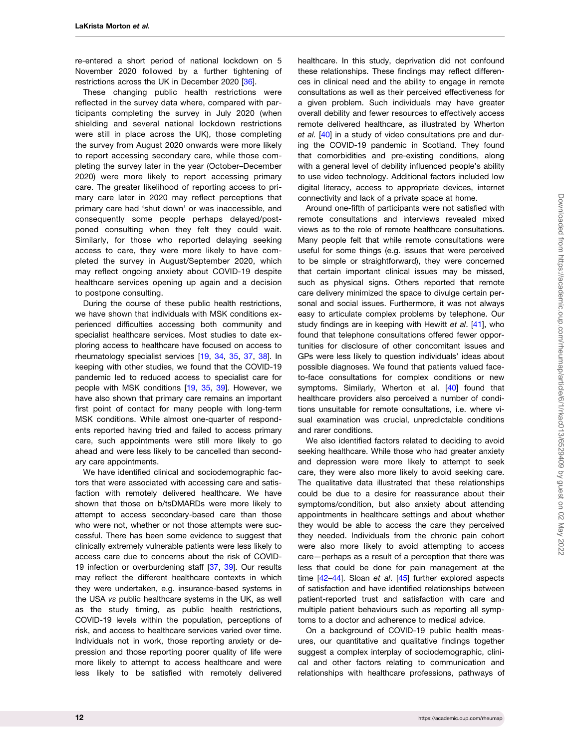re-entered a short period of national lockdown on 5 November 2020 followed by a further tightening of restrictions across the UK in December 2020 [36].

These changing public health restrictions were reflected in the survey data where, compared with participants completing the survey in July 2020 (when shielding and several national lockdown restrictions were still in place across the UK), those completing the survey from August 2020 onwards were more likely to report accessing secondary care, while those completing the survey later in the year (October–December 2020) were more likely to report accessing primary care. The greater likelihood of reporting access to primary care later in 2020 may reflect perceptions that primary care had 'shut down' or was inaccessible, and consequently some people perhaps delayed/postponed consulting when they felt they could wait. Similarly, for those who reported delaying seeking access to care, they were more likely to have completed the survey in August/September 2020, which may reflect ongoing anxiety about COVID-19 despite healthcare services opening up again and a decision to postpone consulting.

During the course of these public health restrictions, we have shown that individuals with MSK conditions experienced difficulties accessing both community and specialist healthcare services. Most studies to date exploring access to healthcare have focused on access to rheumatology specialist services [19, 34, 35, 37, 38]. In keeping with other studies, we found that the COVID-19 pandemic led to reduced access to specialist care for people with MSK conditions [19, 35, 39]. However, we have also shown that primary care remains an important first point of contact for many people with long-term MSK conditions. While almost one-quarter of respondents reported having tried and failed to access primary care, such appointments were still more likely to go ahead and were less likely to be cancelled than secondary care appointments.

We have identified clinical and sociodemographic factors that were associated with accessing care and satisfaction with remotely delivered healthcare. We have shown that those on b/tsDMARDs were more likely to attempt to access secondary-based care than those who were not, whether or not those attempts were successful. There has been some evidence to suggest that clinically extremely vulnerable patients were less likely to access care due to concerns about the risk of COVID-19 infection or overburdening staff [37, 39]. Our results may reflect the different healthcare contexts in which they were undertaken, e.g. insurance-based systems in the USA *vs* public healthcare systems in the UK, as well as the study timing, as public health restrictions, COVID-19 levels within the population, perceptions of risk, and access to healthcare services varied over time. Individuals not in work, those reporting anxiety or depression and those reporting poorer quality of life were more likely to attempt to access healthcare and were less likely to be satisfied with remotely delivered healthcare. In this study, deprivation did not confound these relationships. These findings may reflect differences in clinical need and the ability to engage in remote consultations as well as their perceived effectiveness for a given problem. Such individuals may have greater overall debility and fewer resources to effectively access remote delivered healthcare, as illustrated by Wherton *et al.* [40] in a study of video consultations pre and during the COVID-19 pandemic in Scotland. They found that comorbidities and pre-existing conditions, along with a general level of debility influenced people's ability to use video technology. Additional factors included low digital literacy, access to appropriate devices, internet connectivity and lack of a private space at home.

Around one-fifth of participants were not satisfied with remote consultations and interviews revealed mixed views as to the role of remote healthcare consultations. Many people felt that while remote consultations were useful for some things (e.g. issues that were perceived to be simple or straightforward), they were concerned that certain important clinical issues may be missed, such as physical signs. Others reported that remote care delivery minimized the space to divulge certain personal and social issues. Furthermore, it was not always easy to articulate complex problems by telephone. Our study findings are in keeping with Hewitt *et al*. [41], who found that telephone consultations offered fewer opportunities for disclosure of other concomitant issues and GPs were less likely to question individuals' ideas about possible diagnoses. We found that patients valued face-to-face consultations for complex conditions or new symptoms. Similarly, Wherton et al. [40] found that healthcare providers also perceived a number of conditions unsuitable for remote consultations, i.e. where visual examination was crucial, unpredictable conditions and rarer conditions.

We also identified factors related to deciding to avoid seeking healthcare. While those who had greater anxiety and depression were more likely to attempt to seek care, they were also more likely to avoid seeking care. The qualitative data illustrated that these relationships could be due to a desire for reassurance about their symptoms/condition, but also anxiety about attending appointments in healthcare settings and about whether they would be able to access the care they perceived they needed. Individuals from the chronic pain cohort were also more likely to avoid attempting to access care—perhaps as a result of a perception that there was less that could be done for pain management at the time [42–44]. Sloan *et al*. [45] further explored aspects of satisfaction and have identified relationships between patient-reported trust and satisfaction with care and multiple patient behaviours such as reporting all symptoms to a doctor and adherence to medical advice.

On a background of COVID-19 public health measures, our quantitative and qualitative findings together suggest a complex interplay of sociodemographic, clinical and other factors relating to communication and relationships with healthcare professions, pathways of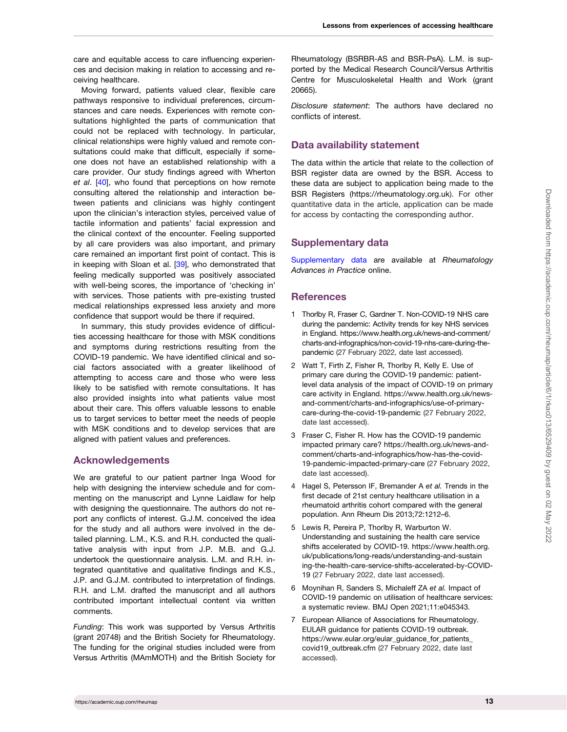care and equitable access to care influencing experiences and decision making in relation to accessing and receiving healthcare.

Moving forward, patients valued clear, flexible care pathways responsive to individual preferences, circumstances and care needs. Experiences with remote consultations highlighted the parts of communication that could not be replaced with technology. In particular, clinical relationships were highly valued and remote consultations could make that difficult, especially if someone does not have an established relationship with a care provider. Our study findings agreed with Wherton *et al*. [40], who found that perceptions on how remote consulting altered the relationship and interaction between patients and clinicians was highly contingent upon the clinician's interaction styles, perceived value of tactile information and patients' facial expression and the clinical context of the encounter. Feeling supported by all care providers was also important, and primary care remained an important first point of contact. This is in keeping with Sloan et al. [39], who demonstrated that feeling medically supported was positively associated with well-being scores, the importance of 'checking in' with services. Those patients with pre-existing trusted medical relationships expressed less anxiety and more confidence that support would be there if required.

In summary, this study provides evidence of difficulties accessing healthcare for those with MSK conditions and symptoms during restrictions resulting from the COVID-19 pandemic. We have identified clinical and social factors associated with a greater likelihood of attempting to access care and those who were less likely to be satisfied with remote consultations. It has also provided insights into what patients value most about their care. This offers valuable lessons to enable us to target services to better meet the needs of people with MSK conditions and to develop services that are aligned with patient values and preferences.

## Acknowledgements

We are grateful to our patient partner Inga Wood for help with designing the interview schedule and for commenting on the manuscript and Lynne Laidlaw for help with designing the questionnaire. The authors do not report any conflicts of interest. G.J.M. conceived the idea for the study and all authors were involved in the detailed planning. L.M., K.S. and R.H. conducted the qualitative analysis with input from J.P. M.B. and G.J. undertook the questionnaire analysis. L.M. and R.H. integrated quantitative and qualitative findings and K.S., J.P. and G.J.M. contributed to interpretation of findings. R.H. and L.M. drafted the manuscript and all authors contributed important intellectual content via written comments.

*Funding*: This work was supported by Versus Arthritis (grant 20748) and the British Society for Rheumatology. The funding for the original studies included were from Versus Arthritis (MAmMOTH) and the British Society for Rheumatology (BSRBR-AS and BSR-PsA). L.M. is supported by the Medical Research Council/Versus Arthritis Centre for Musculoskeletal Health and Work (grant 20665).

*Disclosure statement*: The authors have declared no conflicts of interest.

## Data availability statement

The data within the article that relate to the collection of BSR register data are owned by the BSR. Access to these data are subject to application being made to the BSR Registers (https://rheumatology.org.uk). For other quantitative data in the article, application can be made for access by contacting the corresponding author.

## Supplementary data

Supplementary data are available at *Rheumatology Advances in Practice* online.

## References

1. Thorlby R, Fraser C, Gardner T. Non-COVID-19 NHS care during the pandemic: Activity trends for key NHS services in England. https://www.health.org.uk/news-and-comment/charts-and-infographics/non-covid-19-nhs-care-during-the-pandemic (27 February 2022, date last accessed).
2. Watt T, Firth Z, Fisher R, Thorlby R, Kelly E. Use of primary care during the COVID-19 pandemic: patient-level data analysis of the impact of COVID-19 on primary care activity in England. https://www.health.org.uk/news-and-comment/charts-and-infographics/use-of-primary-care-during-the-covid-19-pandemic (27 February 2022, date last accessed).
3. Fraser C, Fisher R. How has the COVID-19 pandemic impacted primary care? https://health.org.uk/news-and-comment/charts-and-infographics/how-has-the-covid-19-pandemic-impacted-primary-care (27 February 2022, date last accessed).
4. Hagel S, Petersson IF, Bremander A *et al.* Trends in the first decade of 21st century healthcare utilisation in a rheumatoid arthritis cohort compared with the general population. Ann Rheum Dis 2013;72:1212–6.
5. Lewis R, Pereira P, Thorlby R, Warburton W. Understanding and sustaining the health care service shifts accelerated by COVID-19. https://www.health.org.uk/publications/long-reads/understanding-and-sustaining-the-health-care-service-shifts-accelerated-by-COVID-19 (27 February 2022, date last accessed).
6. Moynihan R, Sanders S, Michaleff ZA *et al.* Impact of COVID-19 pandemic on utilisation of healthcare services: a systematic review. BMJ Open 2021;11:e045343.
7. European Alliance of Associations for Rheumatology. EULAR guidance for patients COVID-19 outbreak. https://www.eular.org/eular_guidance_for_patients_covid19_outbreak.cfm (27 February 2022, date last accessed).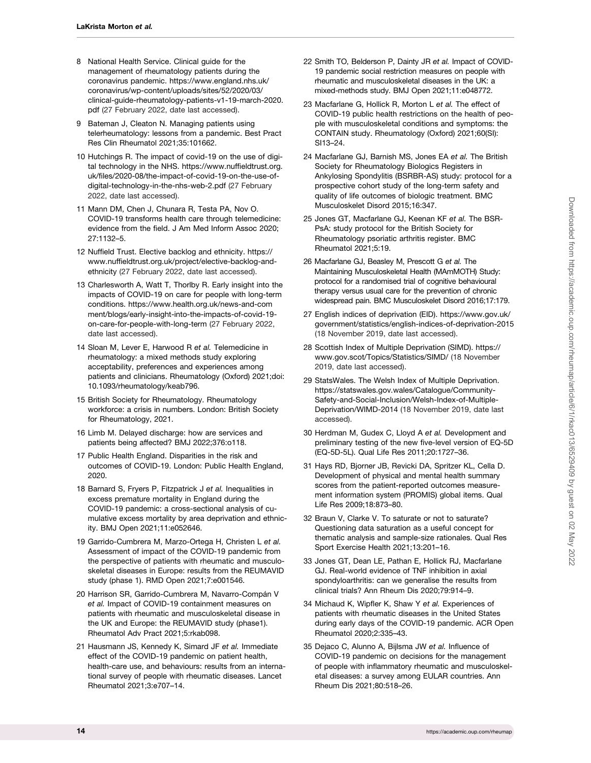8 National Health Service. Clinical guide for the management of rheumatology patients during the coronavirus pandemic. https://www.england.nhs.uk/coronavirus/wp-content/uploads/sites/52/2020/03/clinical-guide-rheumatology-patients-v1-19-march-2020.pdf (27 February 2022, date last accessed).

9 Bateman J, Cleaton N. Managing patients using telerheumatology: lessons from a pandemic. Best Pract Res Clin Rheumatol 2021;35:101662.

10 Hutchings R. The impact of covid-19 on the use of digital technology in the NHS. https://www.nuffieldtrust.org.uk/files/2020-08/the-impact-of-covid-19-on-the-use-of-digital-technology-in-the-nhs-web-2.pdf (27 February 2022, date last accessed).

11 Mann DM, Chen J, Chunara R, Testa PA, Nov O. COVID-19 transforms health care through telemedicine: evidence from the field. J Am Med Inform Assoc 2020; 27:1132–5.

12 Nuffield Trust. Elective backlog and ethnicity. https://www.nuffieldtrust.org.uk/project/elective-backlog-and-ethnicity (27 February 2022, date last accessed).

13 Charlesworth A, Watt T, Thorlby R. Early insight into the impacts of COVID-19 on care for people with long-term conditions. https://www.health.org.uk/news-and-comment/blogs/early-insight-into-the-impacts-of-covid-19-on-care-for-people-with-long-term (27 February 2022, date last accessed).

14 Sloan M, Lever E, Harwood R *et al.* Telemedicine in rheumatology: a mixed methods study exploring acceptability, preferences and experiences among patients and clinicians. Rheumatology (Oxford) 2021;doi: 10.1093/rheumatology/keab796.

15 British Society for Rheumatology. Rheumatology workforce: a crisis in numbers. London: British Society for Rheumatology, 2021.

16 Limb M. Delayed discharge: how are services and patients being affected? BMJ 2022;376:o118.

17 Public Health England. Disparities in the risk and outcomes of COVID-19. London: Public Health England, 2020.

18 Barnard S, Fryers P, Fitzpatrick J *et al.* Inequalities in excess premature mortality in England during the COVID-19 pandemic: a cross-sectional analysis of cumulative excess mortality by area deprivation and ethnicity. BMJ Open 2021;11:e052646.

19 Garrido-Cumbrera M, Marzo-Ortega H, Christen L *et al.* Assessment of impact of the COVID-19 pandemic from the perspective of patients with rheumatic and musculoskeletal diseases in Europe: results from the REUMAVID study (phase 1). RMD Open 2021;7:e001546.

20 Harrison SR, Garrido-Cumbrera M, Navarro-Compán V *et al.* Impact of COVID-19 containment measures on patients with rheumatic and musculoskeletal disease in the UK and Europe: the REUMAVID study (phase1). Rheumatol Adv Pract 2021;5:rkab098.

21 Hausmann JS, Kennedy K, Simard JF *et al.* Immediate effect of the COVID-19 pandemic on patient health, health-care use, and behaviours: results from an international survey of people with rheumatic diseases. Lancet Rheumatol 2021;3:e707–14.

22 Smith TO, Belderson P, Dainty JR *et al.* Impact of COVID-19 pandemic social restriction measures on people with rheumatic and musculoskeletal diseases in the UK: a mixed-methods study. BMJ Open 2021;11:e048772.

23 Macfarlane G, Hollick R, Morton L *et al.* The effect of COVID-19 public health restrictions on the health of people with musculoskeletal conditions and symptoms: the CONTAIN study. Rheumatology (Oxford) 2021;60(SI): SI13–24.

24 Macfarlane GJ, Barnish MS, Jones EA *et al.* The British Society for Rheumatology Biologics Registers in Ankylosing Spondylitis (BSRBR-AS) study: protocol for a prospective cohort study of the long-term safety and quality of life outcomes of biologic treatment. BMC Musculoskelet Disord 2015;16:347.

25 Jones GT, Macfarlane GJ, Keenan KF *et al.* The BSR-PsA: study protocol for the British Society for Rheumatology psoriatic arthritis register. BMC Rheumatol 2021;5:19.

26 Macfarlane GJ, Beasley M, Prescott G *et al.* The Maintaining Musculoskeletal Health (MAmMOTH) Study: protocol for a randomised trial of cognitive behavioural therapy versus usual care for the prevention of chronic widespread pain. BMC Musculoskelet Disord 2016;17:179.

27 English indices of deprivation (EID). https://www.gov.uk/government/statistics/english-indices-of-deprivation-2015 (18 November 2019, date last accessed).

28 Scottish Index of Multiple Deprivation (SIMD). https://www.gov.scot/Topics/Statistics/SIMD/ (18 November 2019, date last accessed).

29 StatsWales. The Welsh Index of Multiple Deprivation. https://statswales.gov.wales/Catalogue/Community-Safety-and-Social-Inclusion/Welsh-Index-of-Multiple-Deprivation/WIMD-2014 (18 November 2019, date last accessed).

30 Herdman M, Gudex C, Lloyd A *et al.* Development and preliminary testing of the new five-level version of EQ-5D (EQ-5D-5L). Qual Life Res 2011;20:1727–36.

31 Hays RD, Bjorner JB, Revicki DA, Spritzer KL, Cella D. Development of physical and mental health summary scores from the patient-reported outcomes measurement information system (PROMIS) global items. Qual Life Res 2009;18:873–80.

32 Braun V, Clarke V. To saturate or not to saturate? Questioning data saturation as a useful concept for thematic analysis and sample-size rationales. Qual Res Sport Exercise Health 2021;13:201–16.

33 Jones GT, Dean LE, Pathan E, Hollick RJ, Macfarlane GJ. Real-world evidence of TNF inhibition in axial spondyloarthritis: can we generalise the results from clinical trials? Ann Rheum Dis 2020;79:914–9.

34 Michaud K, Wipfler K, Shaw Y *et al.* Experiences of patients with rheumatic diseases in the United States during early days of the COVID-19 pandemic. ACR Open Rheumatol 2020;2:335–43.

35 Dejaco C, Alunno A, Bijlsma JW *et al.* Influence of COVID-19 pandemic on decisions for the management of people with inflammatory rheumatic and musculoskeletal diseases: a survey among EULAR countries. Ann Rheum Dis 2021;80:518–26.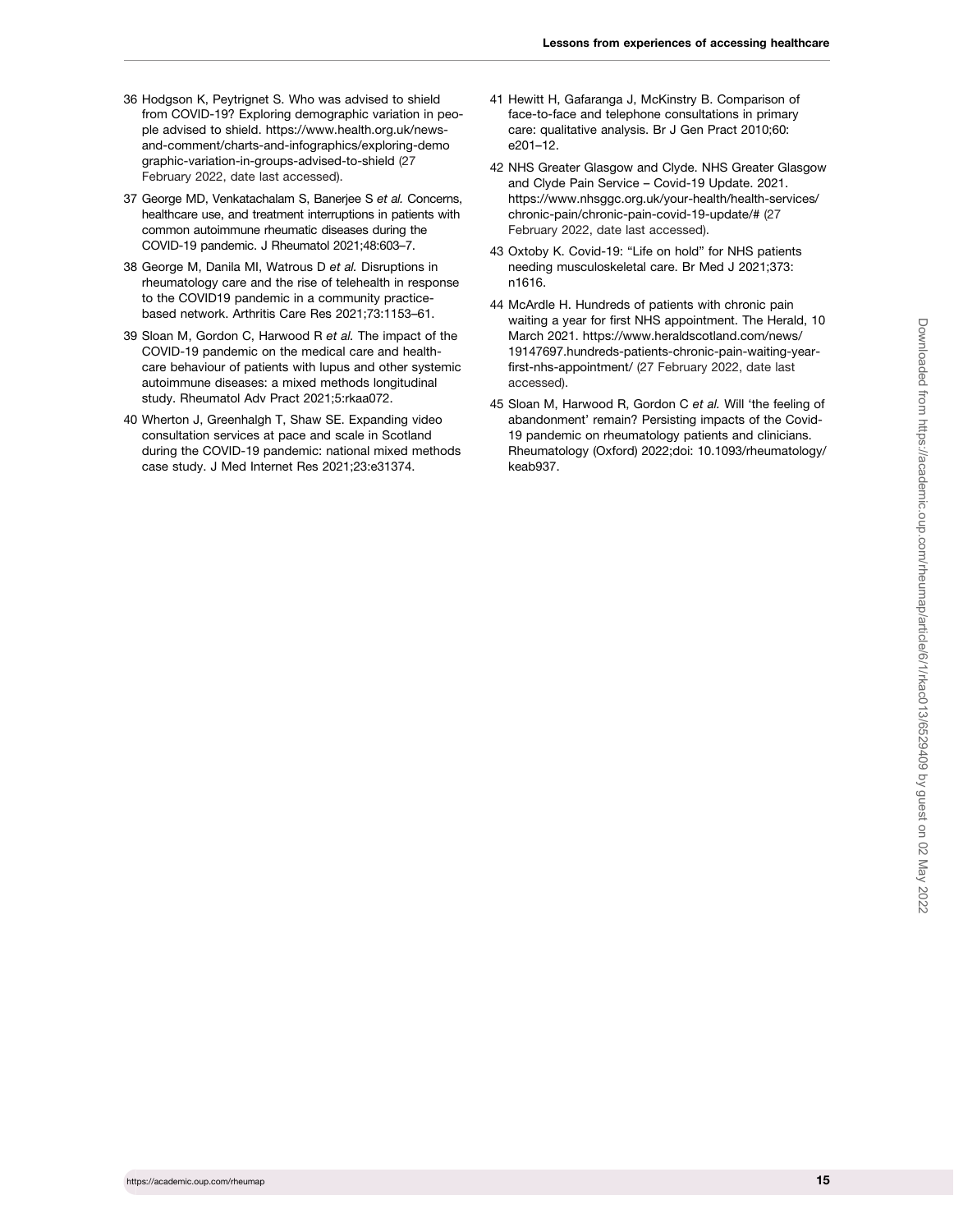36 Hodgson K, Peytrignet S. Who was advised to shield from COVID-19? Exploring demographic variation in people advised to shield. https://www.health.org.uk/news-and-comment/charts-and-infographics/exploring-demographic-variation-in-groups-advised-to-shield (27 February 2022, date last accessed).

37 George MD, Venkatachalam S, Banerjee S *et al.* Concerns, healthcare use, and treatment interruptions in patients with common autoimmune rheumatic diseases during the COVID-19 pandemic. J Rheumatol 2021;48:603–7.

38 George M, Danila MI, Watrous D *et al.* Disruptions in rheumatology care and the rise of telehealth in response to the COVID19 pandemic in a community practice-based network. Arthritis Care Res 2021;73:1153–61.

39 Sloan M, Gordon C, Harwood R *et al.* The impact of the COVID-19 pandemic on the medical care and healthcare behaviour of patients with lupus and other systemic autoimmune diseases: a mixed methods longitudinal study. Rheumatol Adv Pract 2021;5:rkaa072.

40 Wherton J, Greenhalgh T, Shaw SE. Expanding video consultation services at pace and scale in Scotland during the COVID-19 pandemic: national mixed methods case study. J Med Internet Res 2021;23:e31374.

41 Hewitt H, Gafaranga J, McKinstry B. Comparison of face-to-face and telephone consultations in primary care: qualitative analysis. Br J Gen Pract 2010;60: e201–12.

42 NHS Greater Glasgow and Clyde. NHS Greater Glasgow and Clyde Pain Service – Covid-19 Update. 2021. https://www.nhsggc.org.uk/your-health/health-services/chronic-pain/chronic-pain-covid-19-update/# (27 February 2022, date last accessed).

43 Oxtoby K. Covid-19: "Life on hold" for NHS patients needing musculoskeletal care. Br Med J 2021;373: n1616.

44 McArdle H. Hundreds of patients with chronic pain waiting a year for first NHS appointment. The Herald, 10 March 2021. https://www.heraldscotland.com/news/19147697.hundreds-patients-chronic-pain-waiting-year-first-nhs-appointment/ (27 February 2022, date last accessed).

45 Sloan M, Harwood R, Gordon C *et al.* Will 'the feeling of abandonment' remain? Persisting impacts of the Covid-19 pandemic on rheumatology patients and clinicians. Rheumatology (Oxford) 2022;doi: 10.1093/rheumatology/keab937.